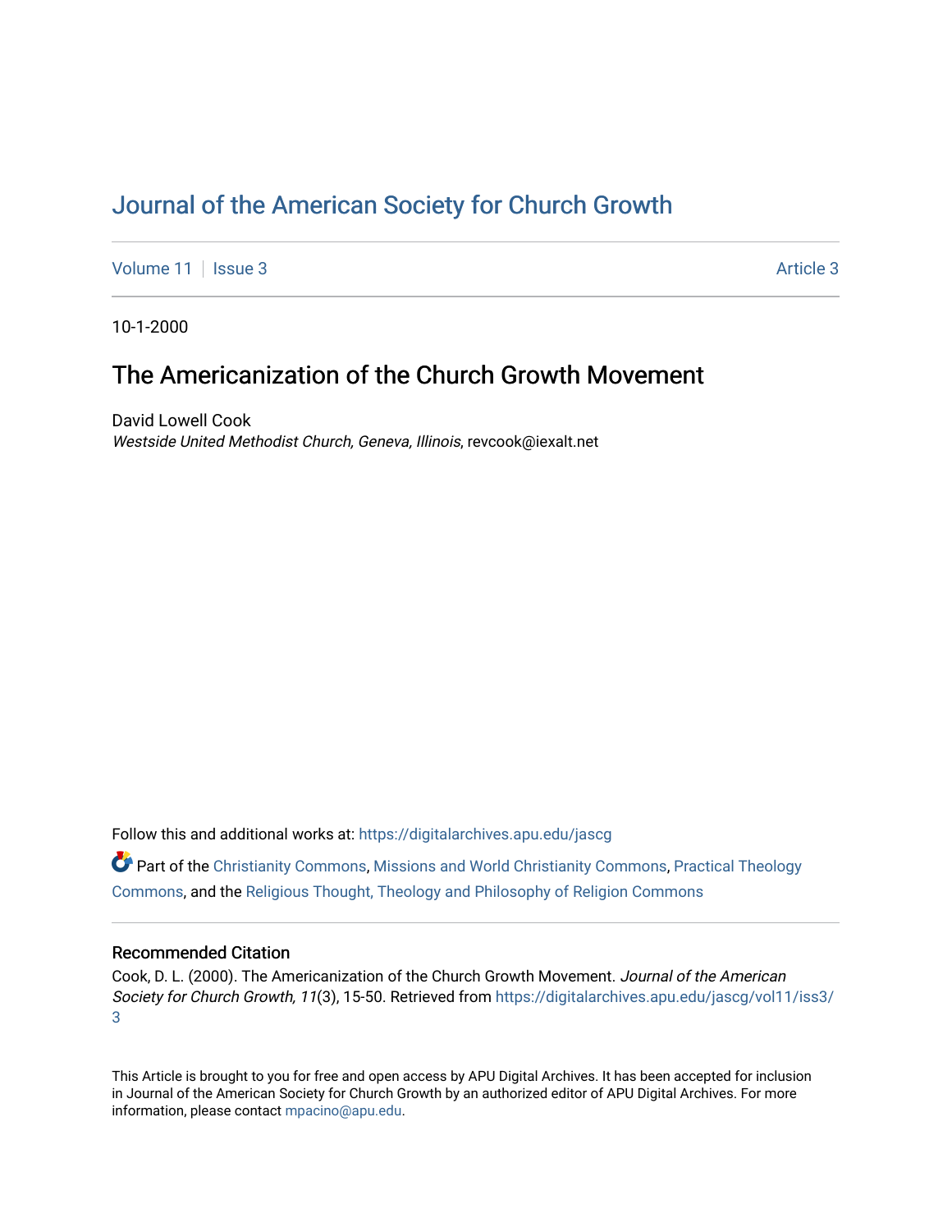# Journal of the American Society for Church Growth

Volume 11 | Issue 3 | Article 3

10-1-2000

## The Americanization of the Church Growth Movement

David Lowell Cook
*Westside United Methodist Church, Geneva, Illinois*, revcook@iexalt.net

Follow this and additional works at: https://digitalarchives.apu.edu/jascg

Part of the Christianity Commons, Missions and World Christianity Commons, Practical Theology Commons, and the Religious Thought, Theology and Philosophy of Religion Commons

### Recommended Citation

Cook, D. L. (2000). The Americanization of the Church Growth Movement. *Journal of the American Society for Church Growth, 11*(3), 15-50. Retrieved from https://digitalarchives.apu.edu/jascg/vol11/iss3/3

This Article is brought to you for free and open access by APU Digital Archives. It has been accepted for inclusion in Journal of the American Society for Church Growth by an authorized editor of APU Digital Archives. For more information, please contact mpacino@apu.edu.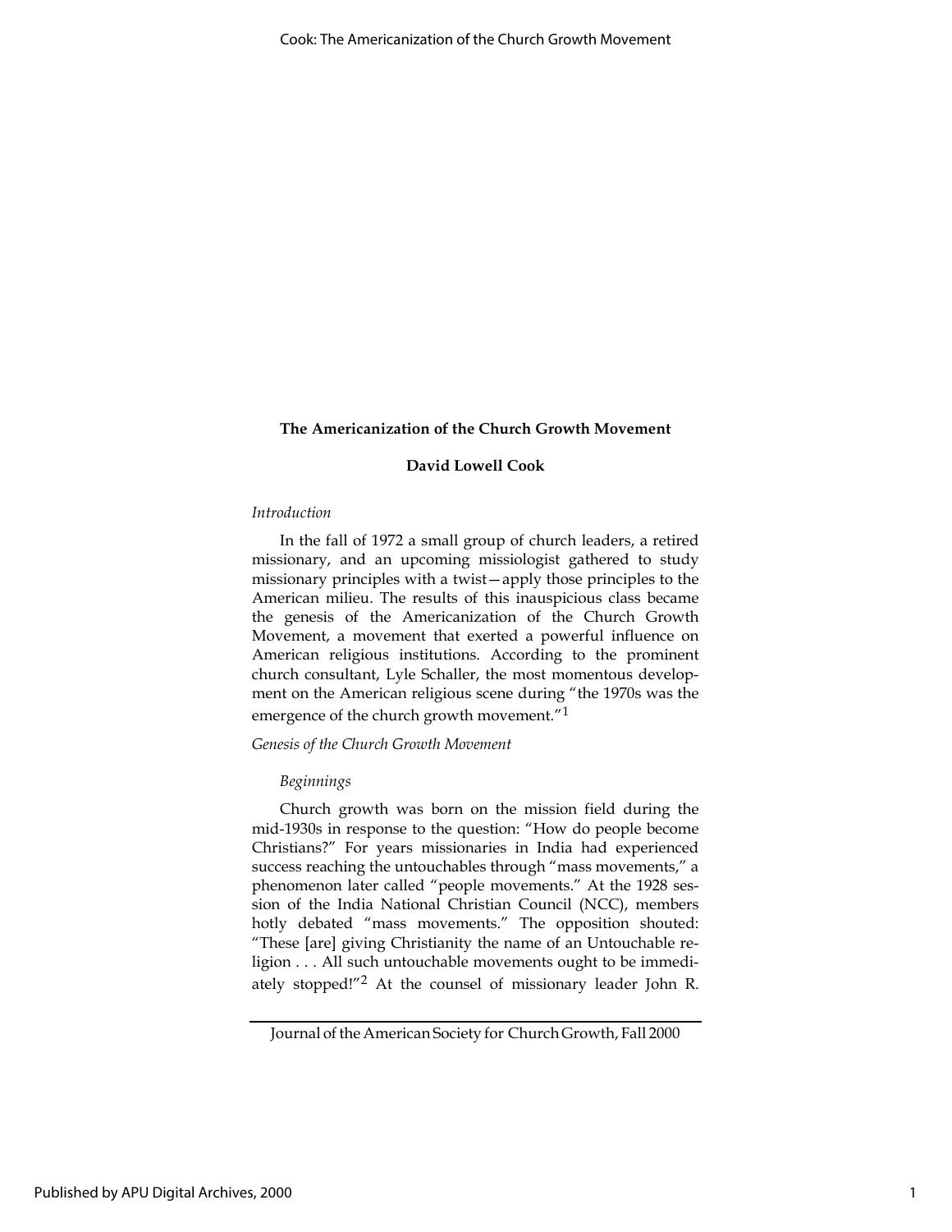# The Americanization of the Church Growth Movement

**David Lowell Cook**

*Introduction*

In the fall of 1972 a small group of church leaders, a retired missionary, and an upcoming missiologist gathered to study missionary principles with a twist—apply those principles to the American milieu. The results of this inauspicious class became the genesis of the Americanization of the Church Growth Movement, a movement that exerted a powerful influence on American religious institutions. According to the prominent church consultant, Lyle Schaller, the most momentous development on the American religious scene during "the 1970s was the emergence of the church growth movement."[1]

*Genesis of the Church Growth Movement*

*Beginnings*

Church growth was born on the mission field during the mid-1930s in response to the question: "How do people become Christians?" For years missionaries in India had experienced success reaching the untouchables through "mass movements," a phenomenon later called "people movements." At the 1928 session of the India National Christian Council (NCC), members hotly debated "mass movements." The opposition shouted: "These [are] giving Christianity the name of an Untouchable religion . . . All such untouchable movements ought to be immediately stopped!"[2] At the counsel of missionary leader John R.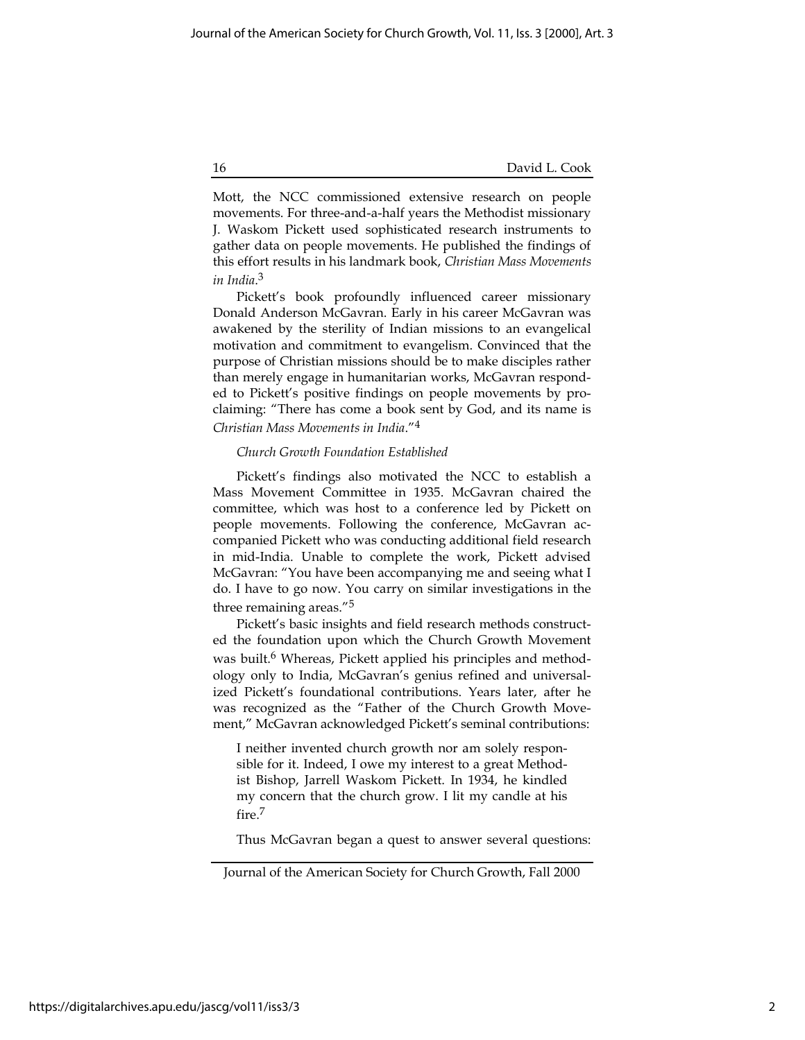Mott, the NCC commissioned extensive research on people movements. For three-and-a-half years the Methodist missionary J. Waskom Pickett used sophisticated research instruments to gather data on people movements. He published the findings of this effort results in his landmark book, *Christian Mass Movements in India*.[3]

Pickett's book profoundly influenced career missionary Donald Anderson McGavran. Early in his career McGavran was awakened by the sterility of Indian missions to an evangelical motivation and commitment to evangelism. Convinced that the purpose of Christian missions should be to make disciples rather than merely engage in humanitarian works, McGavran responded to Pickett's positive findings on people movements by proclaiming: "There has come a book sent by God, and its name is *Christian Mass Movements in India*."[4]

*Church Growth Foundation Established*

Pickett's findings also motivated the NCC to establish a Mass Movement Committee in 1935. McGavran chaired the committee, which was host to a conference led by Pickett on people movements. Following the conference, McGavran accompanied Pickett who was conducting additional field research in mid-India. Unable to complete the work, Pickett advised McGavran: "You have been accompanying me and seeing what I do. I have to go now. You carry on similar investigations in the three remaining areas."[5]

Pickett's basic insights and field research methods constructed the foundation upon which the Church Growth Movement was built.[6] Whereas, Pickett applied his principles and methodology only to India, McGavran's genius refined and universalized Pickett's foundational contributions. Years later, after he was recognized as the "Father of the Church Growth Movement," McGavran acknowledged Pickett's seminal contributions:

> I neither invented church growth nor am solely responsible for it. Indeed, I owe my interest to a great Methodist Bishop, Jarrell Waskom Pickett. In 1934, he kindled my concern that the church grow. I lit my candle at his fire.[7]

Thus McGavran began a quest to answer several questions: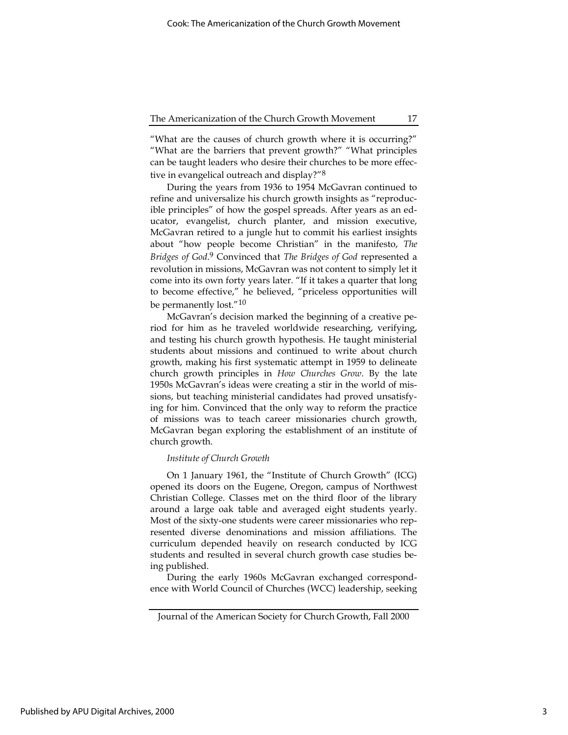"What are the causes of church growth where it is occurring?" "What are the barriers that prevent growth?" "What principles can be taught leaders who desire their churches to be more effective in evangelical outreach and display?"[8]

During the years from 1936 to 1954 McGavran continued to refine and universalize his church growth insights as "reproducible principles" of how the gospel spreads. After years as an educator, evangelist, church planter, and mission executive, McGavran retired to a jungle hut to commit his earliest insights about "how people become Christian" in the manifesto, *The Bridges of God*.[9] Convinced that *The Bridges of God* represented a revolution in missions, McGavran was not content to simply let it come into its own forty years later. "If it takes a quarter that long to become effective," he believed, "priceless opportunities will be permanently lost."[10]

McGavran's decision marked the beginning of a creative period for him as he traveled worldwide researching, verifying, and testing his church growth hypothesis. He taught ministerial students about missions and continued to write about church growth, making his first systematic attempt in 1959 to delineate church growth principles in *How Churches Grow*. By the late 1950s McGavran's ideas were creating a stir in the world of missions, but teaching ministerial candidates had proved unsatisfying for him. Convinced that the only way to reform the practice of missions was to teach career missionaries church growth, McGavran began exploring the establishment of an institute of church growth.

### *Institute of Church Growth*

On 1 January 1961, the "Institute of Church Growth" (ICG) opened its doors on the Eugene, Oregon, campus of Northwest Christian College. Classes met on the third floor of the library around a large oak table and averaged eight students yearly. Most of the sixty-one students were career missionaries who represented diverse denominations and mission affiliations. The curriculum depended heavily on research conducted by ICG students and resulted in several church growth case studies being published.

During the early 1960s McGavran exchanged correspondence with World Council of Churches (WCC) leadership, seeking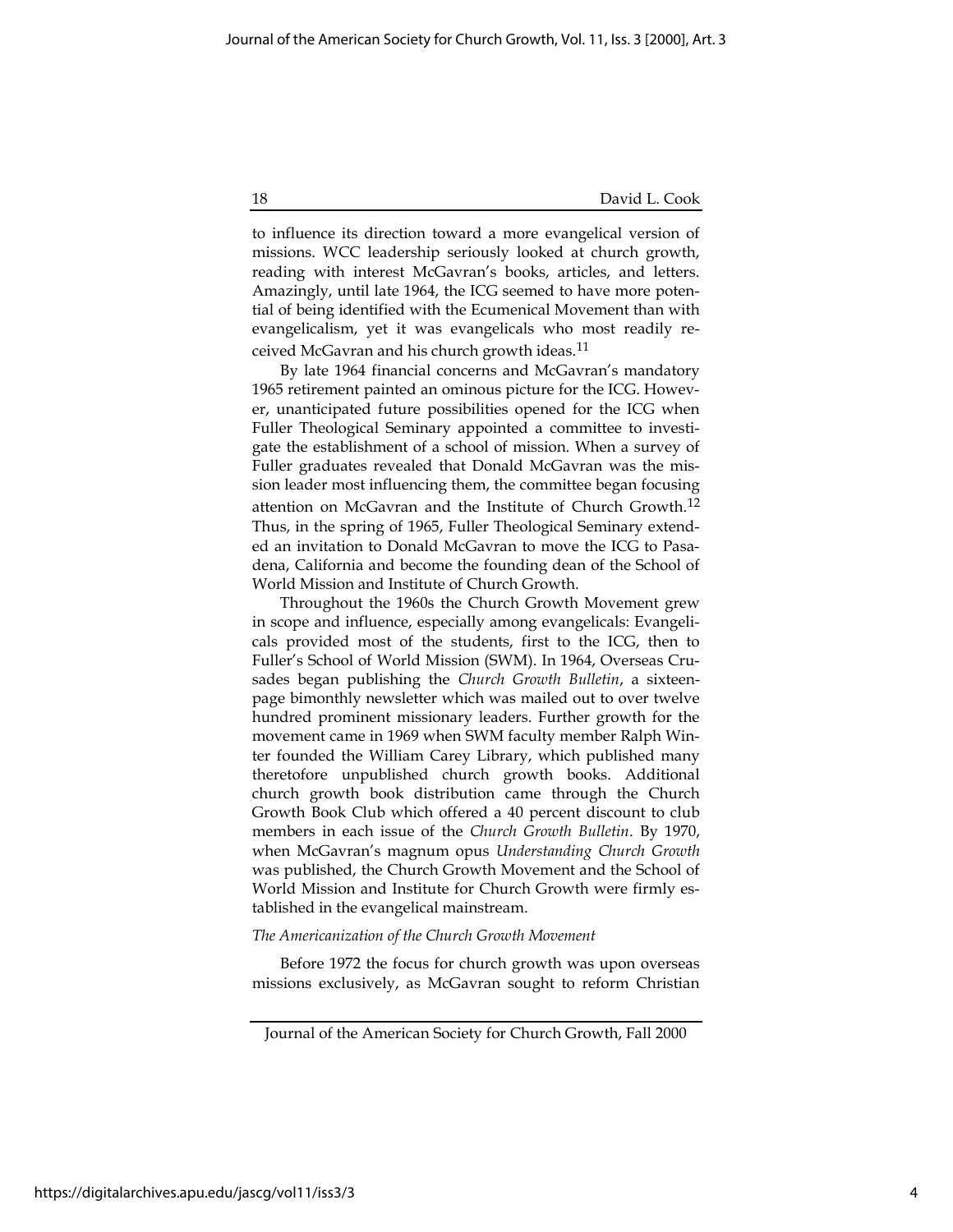to influence its direction toward a more evangelical version of missions. WCC leadership seriously looked at church growth, reading with interest McGavran's books, articles, and letters. Amazingly, until late 1964, the ICG seemed to have more potential of being identified with the Ecumenical Movement than with evangelicalism, yet it was evangelicals who most readily received McGavran and his church growth ideas.[11]

By late 1964 financial concerns and McGavran's mandatory 1965 retirement painted an ominous picture for the ICG. However, unanticipated future possibilities opened for the ICG when Fuller Theological Seminary appointed a committee to investigate the establishment of a school of mission. When a survey of Fuller graduates revealed that Donald McGavran was the mission leader most influencing them, the committee began focusing attention on McGavran and the Institute of Church Growth.[12] Thus, in the spring of 1965, Fuller Theological Seminary extended an invitation to Donald McGavran to move the ICG to Pasadena, California and become the founding dean of the School of World Mission and Institute of Church Growth.

Throughout the 1960s the Church Growth Movement grew in scope and influence, especially among evangelicals: Evangelicals provided most of the students, first to the ICG, then to Fuller's School of World Mission (SWM). In 1964, Overseas Crusades began publishing the *Church Growth Bulletin*, a sixteen-page bimonthly newsletter which was mailed out to over twelve hundred prominent missionary leaders. Further growth for the movement came in 1969 when SWM faculty member Ralph Winter founded the William Carey Library, which published many theretofore unpublished church growth books. Additional church growth book distribution came through the Church Growth Book Club which offered a 40 percent discount to club members in each issue of the *Church Growth Bulletin*. By 1970, when McGavran's magnum opus *Understanding Church Growth* was published, the Church Growth Movement and the School of World Mission and Institute for Church Growth were firmly established in the evangelical mainstream.

*The Americanization of the Church Growth Movement*

Before 1972 the focus for church growth was upon overseas missions exclusively, as McGavran sought to reform Christian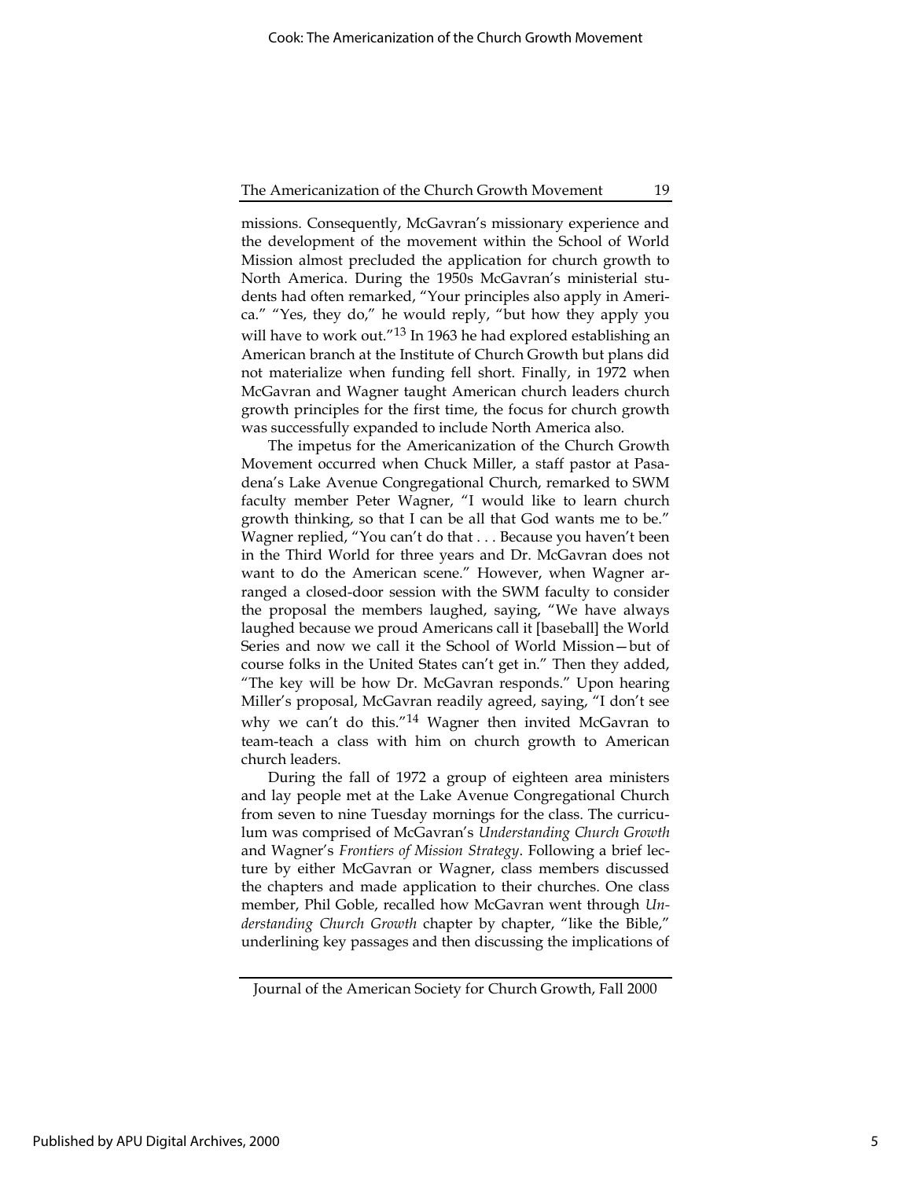missions. Consequently, McGavran's missionary experience and the development of the movement within the School of World Mission almost precluded the application for church growth to North America. During the 1950s McGavran's ministerial students had often remarked, "Your principles also apply in America." "Yes, they do," he would reply, "but how they apply you will have to work out."[13] In 1963 he had explored establishing an American branch at the Institute of Church Growth but plans did not materialize when funding fell short. Finally, in 1972 when McGavran and Wagner taught American church leaders church growth principles for the first time, the focus for church growth was successfully expanded to include North America also.

The impetus for the Americanization of the Church Growth Movement occurred when Chuck Miller, a staff pastor at Pasadena's Lake Avenue Congregational Church, remarked to SWM faculty member Peter Wagner, "I would like to learn church growth thinking, so that I can be all that God wants me to be." Wagner replied, "You can't do that . . . Because you haven't been in the Third World for three years and Dr. McGavran does not want to do the American scene." However, when Wagner arranged a closed-door session with the SWM faculty to consider the proposal the members laughed, saying, "We have always laughed because we proud Americans call it [baseball] the World Series and now we call it the School of World Mission—but of course folks in the United States can't get in." Then they added, "The key will be how Dr. McGavran responds." Upon hearing Miller's proposal, McGavran readily agreed, saying, "I don't see why we can't do this."[14] Wagner then invited McGavran to team-teach a class with him on church growth to American church leaders.

During the fall of 1972 a group of eighteen area ministers and lay people met at the Lake Avenue Congregational Church from seven to nine Tuesday mornings for the class. The curriculum was comprised of McGavran's *Understanding Church Growth* and Wagner's *Frontiers of Mission Strategy*. Following a brief lecture by either McGavran or Wagner, class members discussed the chapters and made application to their churches. One class member, Phil Goble, recalled how McGavran went through *Understanding Church Growth* chapter by chapter, "like the Bible," underlining key passages and then discussing the implications of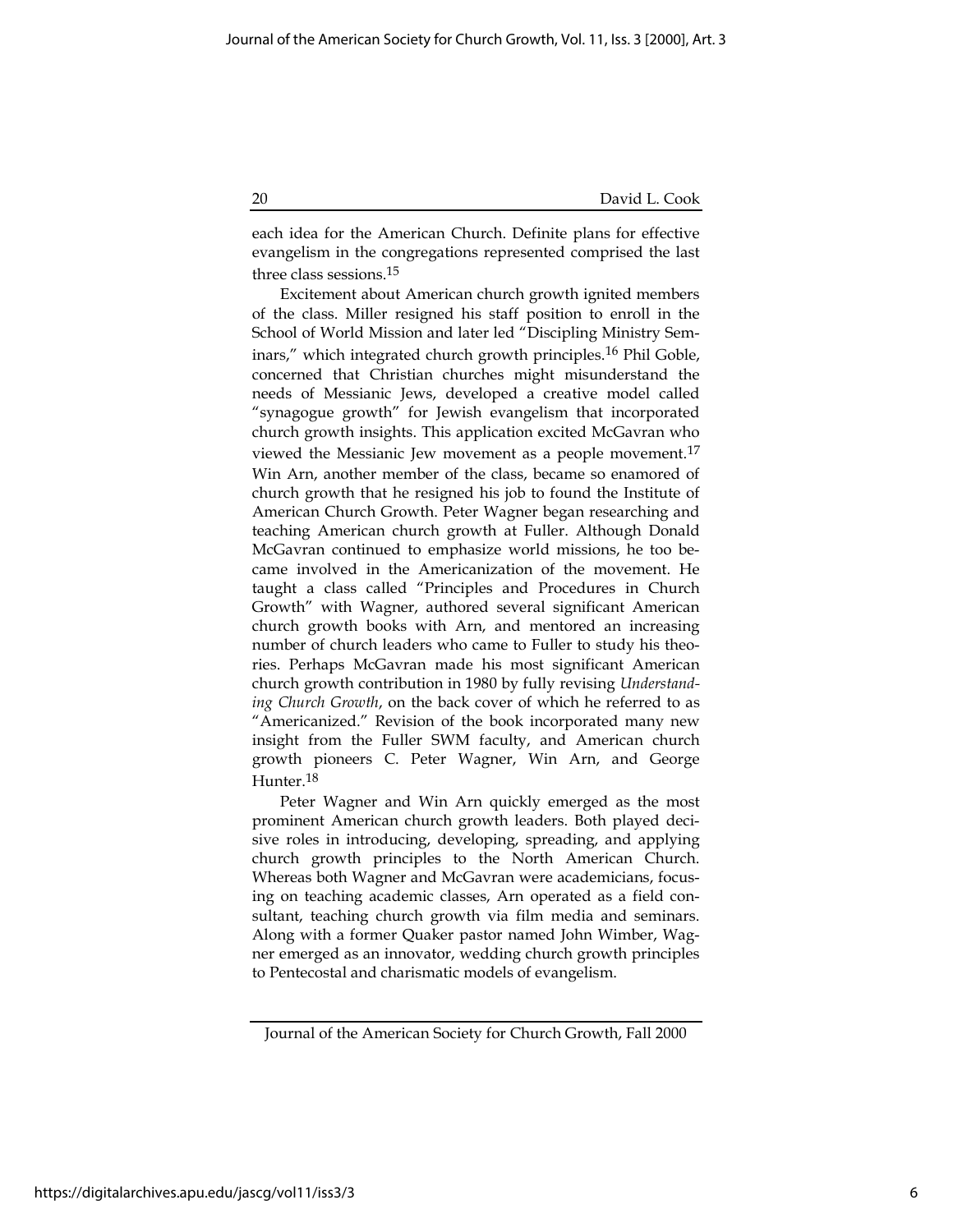each idea for the American Church. Definite plans for effective evangelism in the congregations represented comprised the last three class sessions.[15]

Excitement about American church growth ignited members of the class. Miller resigned his staff position to enroll in the School of World Mission and later led "Discipling Ministry Seminars," which integrated church growth principles.[16] Phil Goble, concerned that Christian churches might misunderstand the needs of Messianic Jews, developed a creative model called "synagogue growth" for Jewish evangelism that incorporated church growth insights. This application excited McGavran who viewed the Messianic Jew movement as a people movement.[17] Win Arn, another member of the class, became so enamored of church growth that he resigned his job to found the Institute of American Church Growth. Peter Wagner began researching and teaching American church growth at Fuller. Although Donald McGavran continued to emphasize world missions, he too became involved in the Americanization of the movement. He taught a class called "Principles and Procedures in Church Growth" with Wagner, authored several significant American church growth books with Arn, and mentored an increasing number of church leaders who came to Fuller to study his theories. Perhaps McGavran made his most significant American church growth contribution in 1980 by fully revising *Understanding Church Growth*, on the back cover of which he referred to as "Americanized." Revision of the book incorporated many new insight from the Fuller SWM faculty, and American church growth pioneers C. Peter Wagner, Win Arn, and George Hunter.[18]

Peter Wagner and Win Arn quickly emerged as the most prominent American church growth leaders. Both played decisive roles in introducing, developing, spreading, and applying church growth principles to the North American Church. Whereas both Wagner and McGavran were academicians, focusing on teaching academic classes, Arn operated as a field consultant, teaching church growth via film media and seminars. Along with a former Quaker pastor named John Wimber, Wagner emerged as an innovator, wedding church growth principles to Pentecostal and charismatic models of evangelism.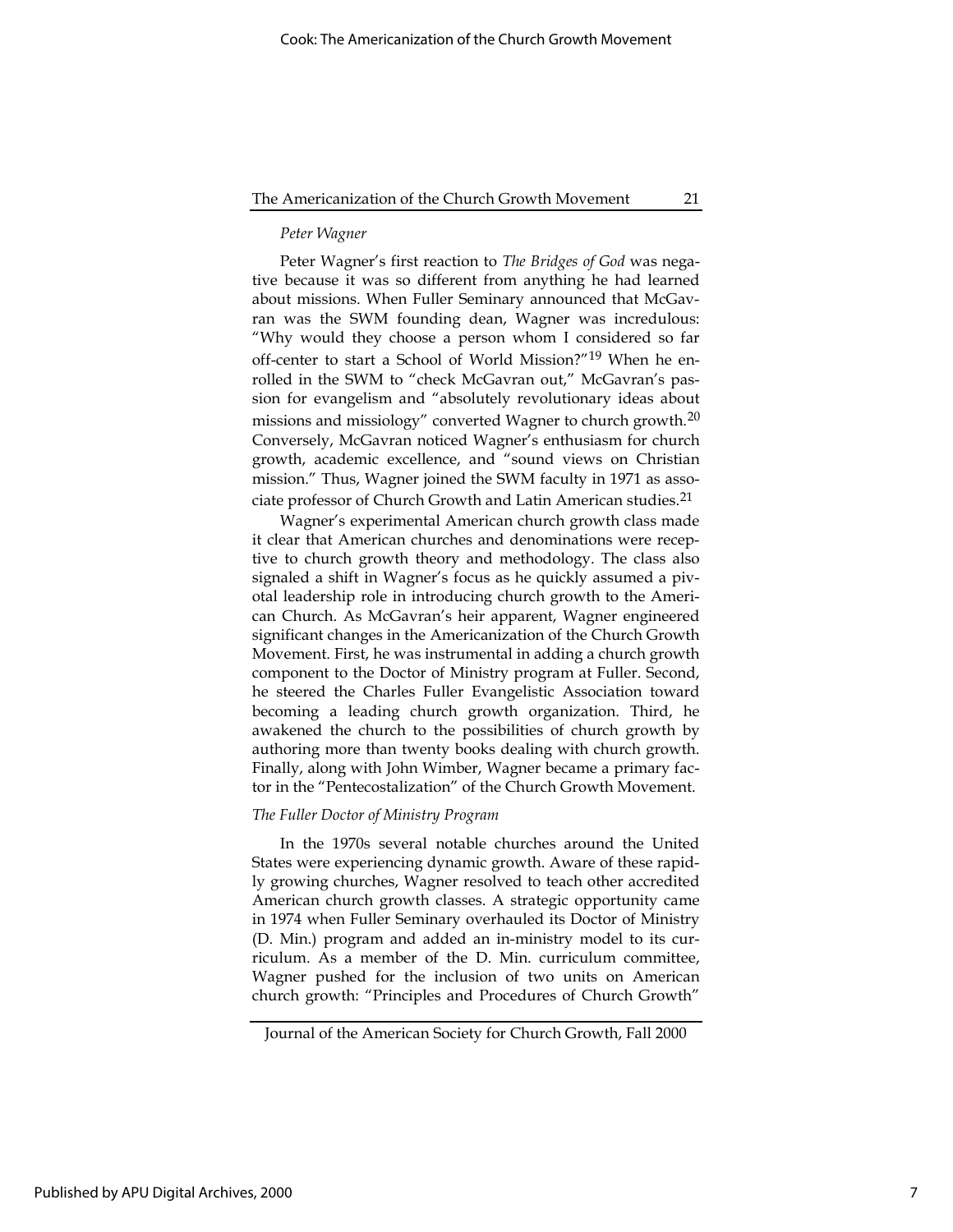*Peter Wagner*

Peter Wagner's first reaction to *The Bridges of God* was negative because it was so different from anything he had learned about missions. When Fuller Seminary announced that McGavran was the SWM founding dean, Wagner was incredulous: "Why would they choose a person whom I considered so far off-center to start a School of World Mission?"[19] When he enrolled in the SWM to "check McGavran out," McGavran's passion for evangelism and "absolutely revolutionary ideas about missions and missiology" converted Wagner to church growth.[20] Conversely, McGavran noticed Wagner's enthusiasm for church growth, academic excellence, and "sound views on Christian mission." Thus, Wagner joined the SWM faculty in 1971 as associate professor of Church Growth and Latin American studies.[21]

Wagner's experimental American church growth class made it clear that American churches and denominations were receptive to church growth theory and methodology. The class also signaled a shift in Wagner's focus as he quickly assumed a pivotal leadership role in introducing church growth to the American Church. As McGavran's heir apparent, Wagner engineered significant changes in the Americanization of the Church Growth Movement. First, he was instrumental in adding a church growth component to the Doctor of Ministry program at Fuller. Second, he steered the Charles Fuller Evangelistic Association toward becoming a leading church growth organization. Third, he awakened the church to the possibilities of church growth by authoring more than twenty books dealing with church growth. Finally, along with John Wimber, Wagner became a primary factor in the "Pentecostalization" of the Church Growth Movement.

*The Fuller Doctor of Ministry Program*

In the 1970s several notable churches around the United States were experiencing dynamic growth. Aware of these rapidly growing churches, Wagner resolved to teach other accredited American church growth classes. A strategic opportunity came in 1974 when Fuller Seminary overhauled its Doctor of Ministry (D. Min.) program and added an in-ministry model to its curriculum. As a member of the D. Min. curriculum committee, Wagner pushed for the inclusion of two units on American church growth: "Principles and Procedures of Church Growth"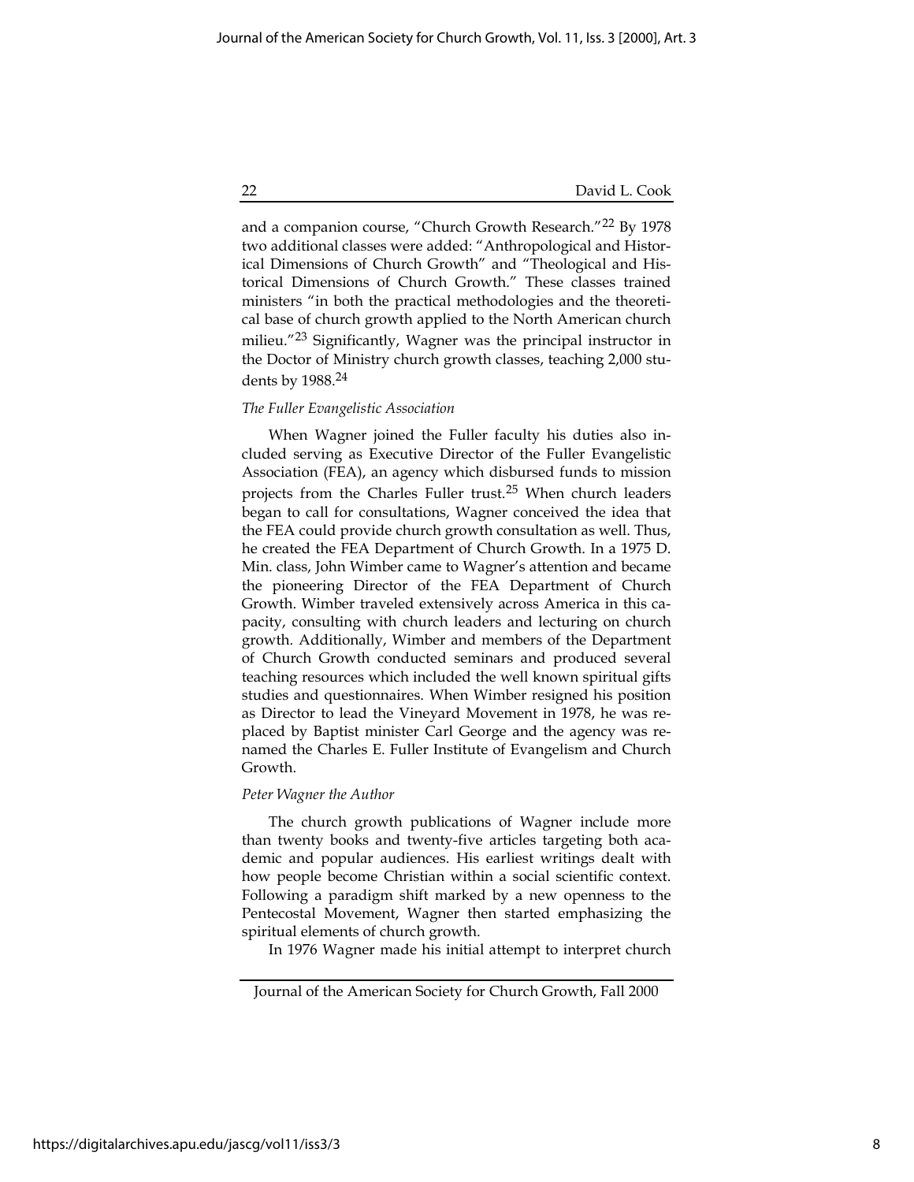and a companion course, "Church Growth Research."[22] By 1978 two additional classes were added: "Anthropological and Historical Dimensions of Church Growth" and "Theological and Historical Dimensions of Church Growth." These classes trained ministers "in both the practical methodologies and the theoretical base of church growth applied to the North American church milieu."[23] Significantly, Wagner was the principal instructor in the Doctor of Ministry church growth classes, teaching 2,000 students by 1988.[24]

*The Fuller Evangelistic Association*

When Wagner joined the Fuller faculty his duties also included serving as Executive Director of the Fuller Evangelistic Association (FEA), an agency which disbursed funds to mission projects from the Charles Fuller trust.[25] When church leaders began to call for consultations, Wagner conceived the idea that the FEA could provide church growth consultation as well. Thus, he created the FEA Department of Church Growth. In a 1975 D. Min. class, John Wimber came to Wagner's attention and became the pioneering Director of the FEA Department of Church Growth. Wimber traveled extensively across America in this capacity, consulting with church leaders and lecturing on church growth. Additionally, Wimber and members of the Department of Church Growth conducted seminars and produced several teaching resources which included the well known spiritual gifts studies and questionnaires. When Wimber resigned his position as Director to lead the Vineyard Movement in 1978, he was replaced by Baptist minister Carl George and the agency was renamed the Charles E. Fuller Institute of Evangelism and Church Growth.

*Peter Wagner the Author*

The church growth publications of Wagner include more than twenty books and twenty-five articles targeting both academic and popular audiences. His earliest writings dealt with how people become Christian within a social scientific context. Following a paradigm shift marked by a new openness to the Pentecostal Movement, Wagner then started emphasizing the spiritual elements of church growth.

In 1976 Wagner made his initial attempt to interpret church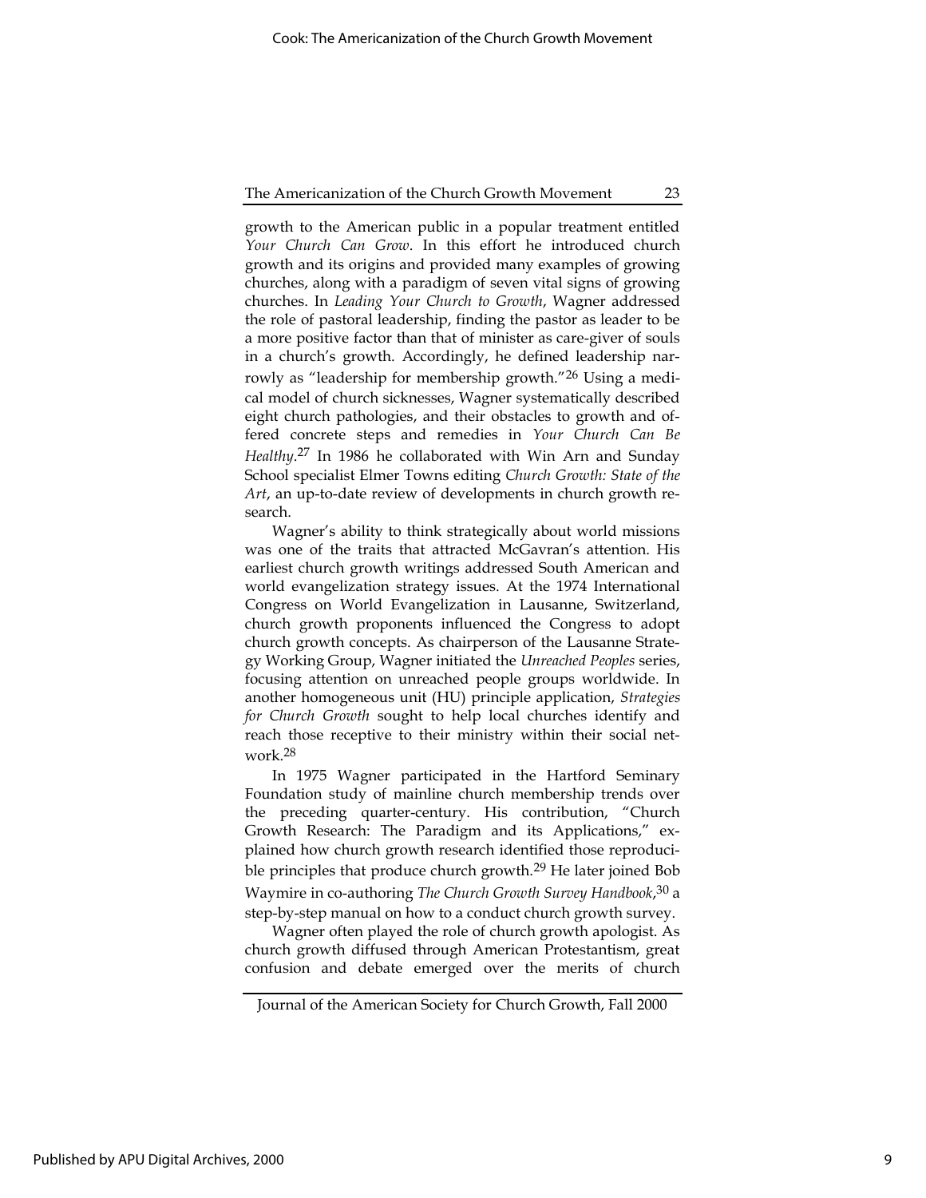growth to the American public in a popular treatment entitled *Your Church Can Grow*. In this effort he introduced church growth and its origins and provided many examples of growing churches, along with a paradigm of seven vital signs of growing churches. In *Leading Your Church to Growth*, Wagner addressed the role of pastoral leadership, finding the pastor as leader to be a more positive factor than that of minister as care-giver of souls in a church's growth. Accordingly, he defined leadership narrowly as "leadership for membership growth."[26] Using a medical model of church sicknesses, Wagner systematically described eight church pathologies, and their obstacles to growth and offered concrete steps and remedies in *Your Church Can Be Healthy*.[27] In 1986 he collaborated with Win Arn and Sunday School specialist Elmer Towns editing *Church Growth: State of the Art*, an up-to-date review of developments in church growth research.

Wagner's ability to think strategically about world missions was one of the traits that attracted McGavran's attention. His earliest church growth writings addressed South American and world evangelization strategy issues. At the 1974 International Congress on World Evangelization in Lausanne, Switzerland, church growth proponents influenced the Congress to adopt church growth concepts. As chairperson of the Lausanne Strategy Working Group, Wagner initiated the *Unreached Peoples* series, focusing attention on unreached people groups worldwide. In another homogeneous unit (HU) principle application, *Strategies for Church Growth* sought to help local churches identify and reach those receptive to their ministry within their social network.[28]

In 1975 Wagner participated in the Hartford Seminary Foundation study of mainline church membership trends over the preceding quarter-century. His contribution, "Church Growth Research: The Paradigm and its Applications," explained how church growth research identified those reproducible principles that produce church growth.[29] He later joined Bob Waymire in co-authoring *The Church Growth Survey Handbook*,[30] a step-by-step manual on how to a conduct church growth survey.

Wagner often played the role of church growth apologist. As church growth diffused through American Protestantism, great confusion and debate emerged over the merits of church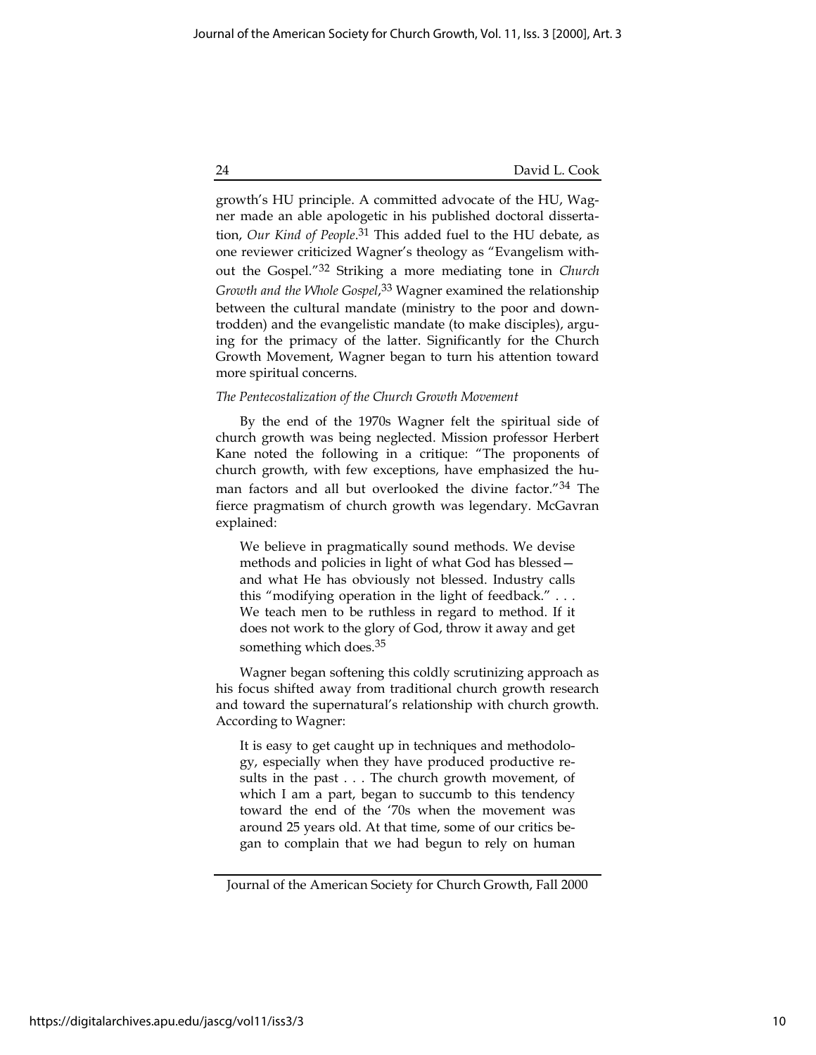growth's HU principle. A committed advocate of the HU, Wagner made an able apologetic in his published doctoral dissertation, *Our Kind of People*.[31] This added fuel to the HU debate, as one reviewer criticized Wagner's theology as "Evangelism without the Gospel."[32] Striking a more mediating tone in *Church Growth and the Whole Gospel*,[33] Wagner examined the relationship between the cultural mandate (ministry to the poor and downtrodden) and the evangelistic mandate (to make disciples), arguing for the primacy of the latter. Significantly for the Church Growth Movement, Wagner began to turn his attention toward more spiritual concerns.

*The Pentecostalization of the Church Growth Movement*

By the end of the 1970s Wagner felt the spiritual side of church growth was being neglected. Mission professor Herbert Kane noted the following in a critique: "The proponents of church growth, with few exceptions, have emphasized the human factors and all but overlooked the divine factor."[34] The fierce pragmatism of church growth was legendary. McGavran explained:

> We believe in pragmatically sound methods. We devise methods and policies in light of what God has blessed—and what He has obviously not blessed. Industry calls this "modifying operation in the light of feedback." . . . We teach men to be ruthless in regard to method. If it does not work to the glory of God, throw it away and get something which does.[35]

Wagner began softening this coldly scrutinizing approach as his focus shifted away from traditional church growth research and toward the supernatural's relationship with church growth. According to Wagner:

> It is easy to get caught up in techniques and methodology, especially when they have produced productive results in the past . . . The church growth movement, of which I am a part, began to succumb to this tendency toward the end of the '70s when the movement was around 25 years old. At that time, some of our critics began to complain that we had begun to rely on human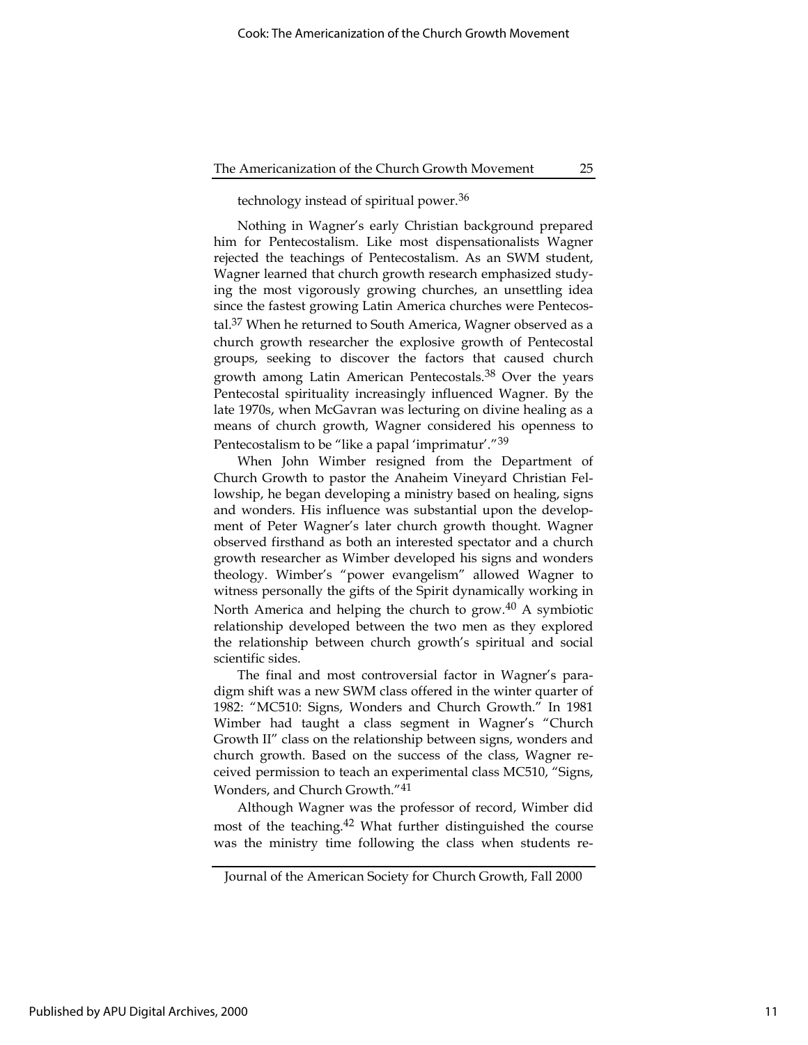technology instead of spiritual power.[36]

Nothing in Wagner's early Christian background prepared him for Pentecostalism. Like most dispensationalists Wagner rejected the teachings of Pentecostalism. As an SWM student, Wagner learned that church growth research emphasized studying the most vigorously growing churches, an unsettling idea since the fastest growing Latin America churches were Pentecostal.[37] When he returned to South America, Wagner observed as a church growth researcher the explosive growth of Pentecostal groups, seeking to discover the factors that caused church growth among Latin American Pentecostals.[38] Over the years Pentecostal spirituality increasingly influenced Wagner. By the late 1970s, when McGavran was lecturing on divine healing as a means of church growth, Wagner considered his openness to Pentecostalism to be "like a papal 'imprimatur'."[39]

When John Wimber resigned from the Department of Church Growth to pastor the Anaheim Vineyard Christian Fellowship, he began developing a ministry based on healing, signs and wonders. His influence was substantial upon the development of Peter Wagner's later church growth thought. Wagner observed firsthand as both an interested spectator and a church growth researcher as Wimber developed his signs and wonders theology. Wimber's "power evangelism" allowed Wagner to witness personally the gifts of the Spirit dynamically working in North America and helping the church to grow.[40] A symbiotic relationship developed between the two men as they explored the relationship between church growth's spiritual and social scientific sides.

The final and most controversial factor in Wagner's paradigm shift was a new SWM class offered in the winter quarter of 1982: "MC510: Signs, Wonders and Church Growth." In 1981 Wimber had taught a class segment in Wagner's "Church Growth II" class on the relationship between signs, wonders and church growth. Based on the success of the class, Wagner received permission to teach an experimental class MC510, "Signs, Wonders, and Church Growth."[41]

Although Wagner was the professor of record, Wimber did most of the teaching.[42] What further distinguished the course was the ministry time following the class when students re-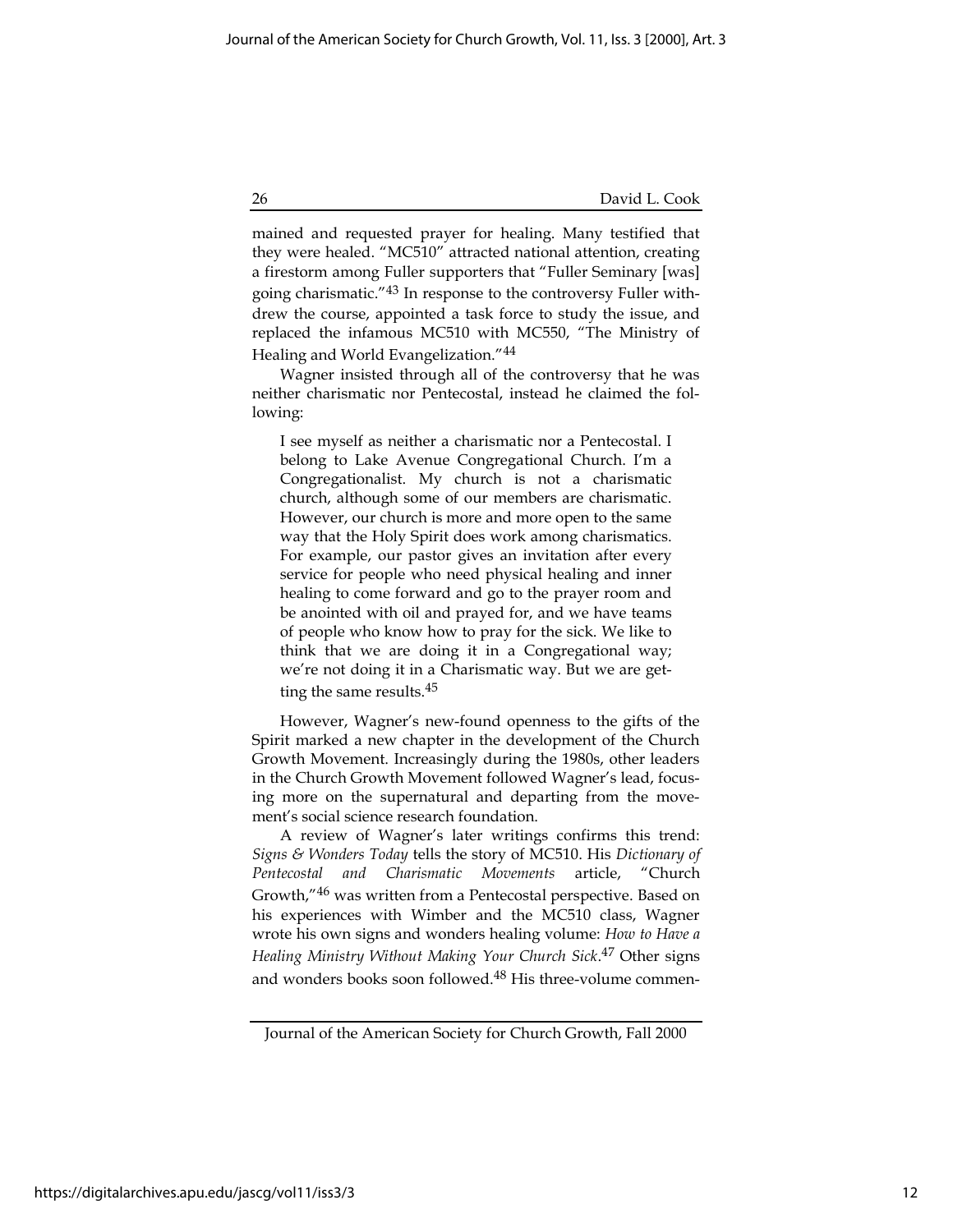mained and requested prayer for healing. Many testified that they were healed. "MC510" attracted national attention, creating a firestorm among Fuller supporters that "Fuller Seminary [was] going charismatic."[43] In response to the controversy Fuller withdrew the course, appointed a task force to study the issue, and replaced the infamous MC510 with MC550, "The Ministry of Healing and World Evangelization."[44]

Wagner insisted through all of the controversy that he was neither charismatic nor Pentecostal, instead he claimed the following:

> I see myself as neither a charismatic nor a Pentecostal. I belong to Lake Avenue Congregational Church. I'm a Congregationalist. My church is not a charismatic church, although some of our members are charismatic. However, our church is more and more open to the same way that the Holy Spirit does work among charismatics. For example, our pastor gives an invitation after every service for people who need physical healing and inner healing to come forward and go to the prayer room and be anointed with oil and prayed for, and we have teams of people who know how to pray for the sick. We like to think that we are doing it in a Congregational way; we're not doing it in a Charismatic way. But we are getting the same results.[45]

However, Wagner's new-found openness to the gifts of the Spirit marked a new chapter in the development of the Church Growth Movement. Increasingly during the 1980s, other leaders in the Church Growth Movement followed Wagner's lead, focusing more on the supernatural and departing from the movement's social science research foundation.

A review of Wagner's later writings confirms this trend: *Signs & Wonders Today* tells the story of MC510. His *Dictionary of Pentecostal and Charismatic Movements* article, "Church Growth,"[46] was written from a Pentecostal perspective. Based on his experiences with Wimber and the MC510 class, Wagner wrote his own signs and wonders healing volume: *How to Have a Healing Ministry Without Making Your Church Sick*.[47] Other signs and wonders books soon followed.[48] His three-volume commen-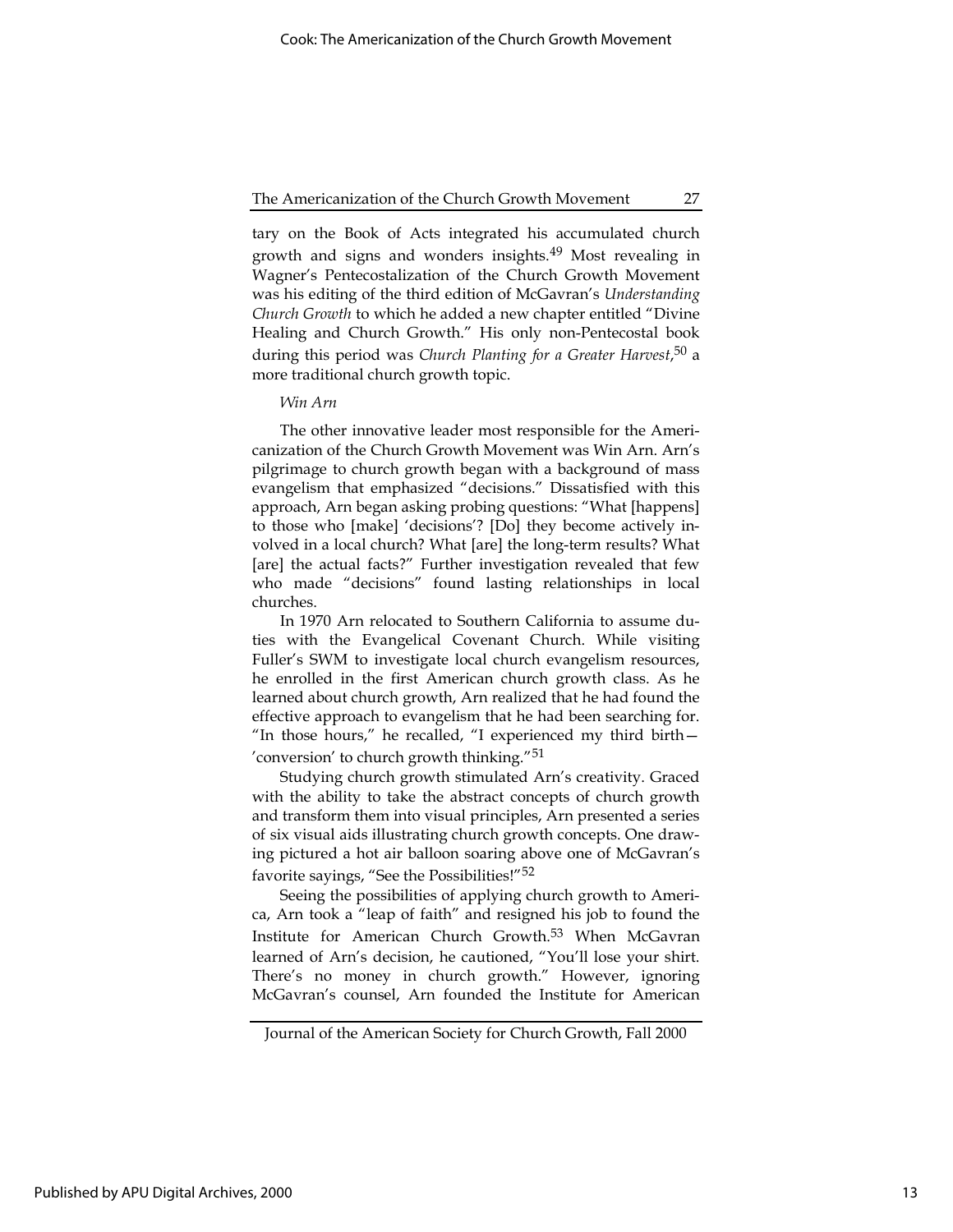tary on the Book of Acts integrated his accumulated church growth and signs and wonders insights.[49] Most revealing in Wagner's Pentecostalization of the Church Growth Movement was his editing of the third edition of McGavran's *Understanding Church Growth* to which he added a new chapter entitled "Divine Healing and Church Growth." His only non-Pentecostal book during this period was *Church Planting for a Greater Harvest*,[50] a more traditional church growth topic.

*Win Arn*

The other innovative leader most responsible for the Americanization of the Church Growth Movement was Win Arn. Arn's pilgrimage to church growth began with a background of mass evangelism that emphasized "decisions." Dissatisfied with this approach, Arn began asking probing questions: "What [happens] to those who [make] 'decisions'? [Do] they become actively involved in a local church? What [are] the long-term results? What [are] the actual facts?" Further investigation revealed that few who made "decisions" found lasting relationships in local churches.

In 1970 Arn relocated to Southern California to assume duties with the Evangelical Covenant Church. While visiting Fuller's SWM to investigate local church evangelism resources, he enrolled in the first American church growth class. As he learned about church growth, Arn realized that he had found the effective approach to evangelism that he had been searching for. "In those hours," he recalled, "I experienced my third birth—'conversion' to church growth thinking."[51]

Studying church growth stimulated Arn's creativity. Graced with the ability to take the abstract concepts of church growth and transform them into visual principles, Arn presented a series of six visual aids illustrating church growth concepts. One drawing pictured a hot air balloon soaring above one of McGavran's favorite sayings, "See the Possibilities!"[52]

Seeing the possibilities of applying church growth to America, Arn took a "leap of faith" and resigned his job to found the Institute for American Church Growth.[53] When McGavran learned of Arn's decision, he cautioned, "You'll lose your shirt. There's no money in church growth." However, ignoring McGavran's counsel, Arn founded the Institute for American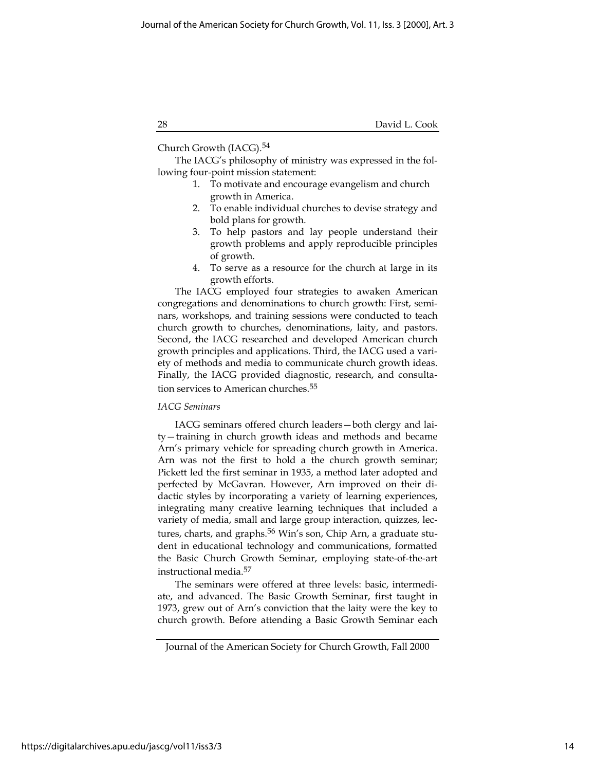Church Growth (IACG).[54]

The IACG's philosophy of ministry was expressed in the following four-point mission statement:

1. To motivate and encourage evangelism and church growth in America.
2. To enable individual churches to devise strategy and bold plans for growth.
3. To help pastors and lay people understand their growth problems and apply reproducible principles of growth.
4. To serve as a resource for the church at large in its growth efforts.

The IACG employed four strategies to awaken American congregations and denominations to church growth: First, seminars, workshops, and training sessions were conducted to teach church growth to churches, denominations, laity, and pastors. Second, the IACG researched and developed American church growth principles and applications. Third, the IACG used a variety of methods and media to communicate church growth ideas. Finally, the IACG provided diagnostic, research, and consultation services to American churches.[55]

*IACG Seminars*

IACG seminars offered church leaders—both clergy and laity—training in church growth ideas and methods and became Arn's primary vehicle for spreading church growth in America. Arn was not the first to hold a the church growth seminar; Pickett led the first seminar in 1935, a method later adopted and perfected by McGavran. However, Arn improved on their didactic styles by incorporating a variety of learning experiences, integrating many creative learning techniques that included a variety of media, small and large group interaction, quizzes, lectures, charts, and graphs.[56] Win's son, Chip Arn, a graduate student in educational technology and communications, formatted the Basic Church Growth Seminar, employing state-of-the-art instructional media.[57]

The seminars were offered at three levels: basic, intermediate, and advanced. The Basic Growth Seminar, first taught in 1973, grew out of Arn's conviction that the laity were the key to church growth. Before attending a Basic Growth Seminar each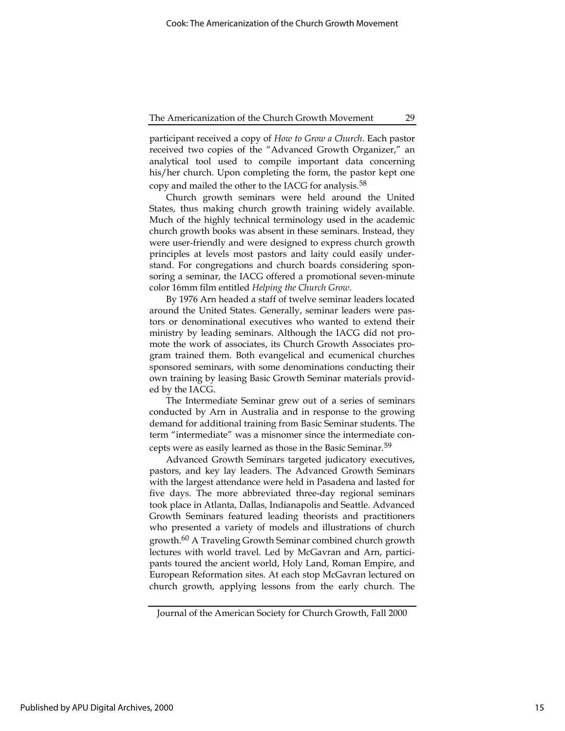participant received a copy of *How to Grow a Church*. Each pastor received two copies of the "Advanced Growth Organizer," an analytical tool used to compile important data concerning his/her church. Upon completing the form, the pastor kept one copy and mailed the other to the IACG for analysis.[58]

Church growth seminars were held around the United States, thus making church growth training widely available. Much of the highly technical terminology used in the academic church growth books was absent in these seminars. Instead, they were user-friendly and were designed to express church growth principles at levels most pastors and laity could easily understand. For congregations and church boards considering sponsoring a seminar, the IACG offered a promotional seven-minute color 16mm film entitled *Helping the Church Grow*.

By 1976 Arn headed a staff of twelve seminar leaders located around the United States. Generally, seminar leaders were pastors or denominational executives who wanted to extend their ministry by leading seminars. Although the IACG did not promote the work of associates, its Church Growth Associates program trained them. Both evangelical and ecumenical churches sponsored seminars, with some denominations conducting their own training by leasing Basic Growth Seminar materials provided by the IACG.

The Intermediate Seminar grew out of a series of seminars conducted by Arn in Australia and in response to the growing demand for additional training from Basic Seminar students. The term "intermediate" was a misnomer since the intermediate concepts were as easily learned as those in the Basic Seminar.[59]

Advanced Growth Seminars targeted judicatory executives, pastors, and key lay leaders. The Advanced Growth Seminars with the largest attendance were held in Pasadena and lasted for five days. The more abbreviated three-day regional seminars took place in Atlanta, Dallas, Indianapolis and Seattle. Advanced Growth Seminars featured leading theorists and practitioners who presented a variety of models and illustrations of church growth.[60] A Traveling Growth Seminar combined church growth lectures with world travel. Led by McGavran and Arn, participants toured the ancient world, Holy Land, Roman Empire, and European Reformation sites. At each stop McGavran lectured on church growth, applying lessons from the early church. The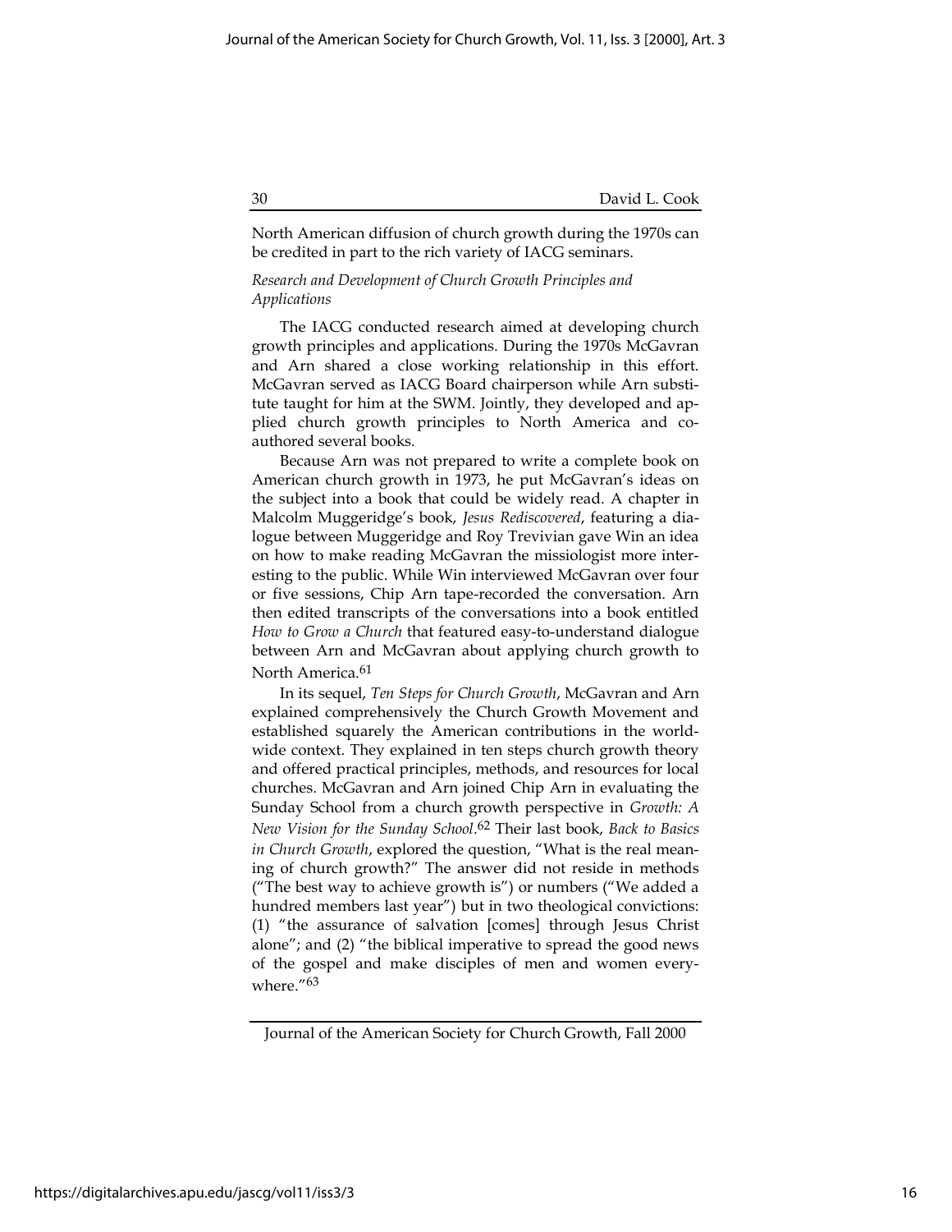North American diffusion of church growth during the 1970s can be credited in part to the rich variety of IACG seminars.

*Research and Development of Church Growth Principles and Applications*

The IACG conducted research aimed at developing church growth principles and applications. During the 1970s McGavran and Arn shared a close working relationship in this effort. McGavran served as IACG Board chairperson while Arn substitute taught for him at the SWM. Jointly, they developed and applied church growth principles to North America and co-authored several books.

Because Arn was not prepared to write a complete book on American church growth in 1973, he put McGavran's ideas on the subject into a book that could be widely read. A chapter in Malcolm Muggeridge's book, *Jesus Rediscovered*, featuring a dialogue between Muggeridge and Roy Trevivian gave Win an idea on how to make reading McGavran the missiologist more interesting to the public. While Win interviewed McGavran over four or five sessions, Chip Arn tape-recorded the conversation. Arn then edited transcripts of the conversations into a book entitled *How to Grow a Church* that featured easy-to-understand dialogue between Arn and McGavran about applying church growth to North America.[61]

In its sequel, *Ten Steps for Church Growth*, McGavran and Arn explained comprehensively the Church Growth Movement and established squarely the American contributions in the world-wide context. They explained in ten steps church growth theory and offered practical principles, methods, and resources for local churches. McGavran and Arn joined Chip Arn in evaluating the Sunday School from a church growth perspective in *Growth: A New Vision for the Sunday School*.[62] Their last book, *Back to Basics in Church Growth*, explored the question, "What is the real meaning of church growth?" The answer did not reside in methods ("The best way to achieve growth is") or numbers ("We added a hundred members last year") but in two theological convictions: (1) "the assurance of salvation [comes] through Jesus Christ alone"; and (2) "the biblical imperative to spread the good news of the gospel and make disciples of men and women everywhere."[63]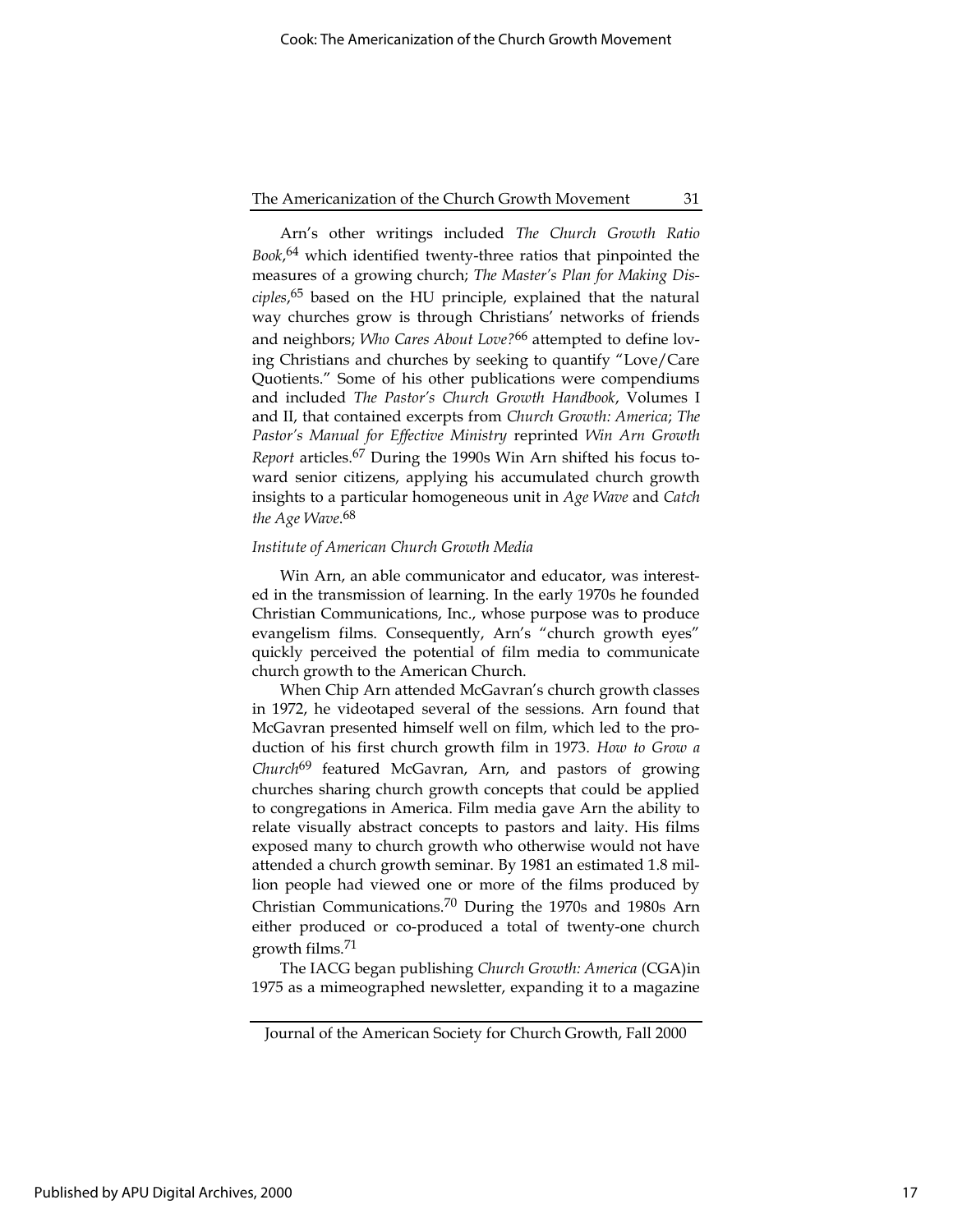Arn's other writings included *The Church Growth Ratio Book*,[64] which identified twenty-three ratios that pinpointed the measures of a growing church; *The Master's Plan for Making Disciples*,[65] based on the HU principle, explained that the natural way churches grow is through Christians' networks of friends and neighbors; *Who Cares About Love?*[66] attempted to define loving Christians and churches by seeking to quantify "Love/Care Quotients." Some of his other publications were compendiums and included *The Pastor's Church Growth Handbook*, Volumes I and II, that contained excerpts from *Church Growth: America*; *The Pastor's Manual for Effective Ministry* reprinted *Win Arn Growth Report* articles.[67] During the 1990s Win Arn shifted his focus toward senior citizens, applying his accumulated church growth insights to a particular homogeneous unit in *Age Wave* and *Catch the Age Wave*.[68]

*Institute of American Church Growth Media*

Win Arn, an able communicator and educator, was interested in the transmission of learning. In the early 1970s he founded Christian Communications, Inc., whose purpose was to produce evangelism films. Consequently, Arn's "church growth eyes" quickly perceived the potential of film media to communicate church growth to the American Church.

When Chip Arn attended McGavran's church growth classes in 1972, he videotaped several of the sessions. Arn found that McGavran presented himself well on film, which led to the production of his first church growth film in 1973. *How to Grow a Church*[69] featured McGavran, Arn, and pastors of growing churches sharing church growth concepts that could be applied to congregations in America. Film media gave Arn the ability to relate visually abstract concepts to pastors and laity. His films exposed many to church growth who otherwise would not have attended a church growth seminar. By 1981 an estimated 1.8 million people had viewed one or more of the films produced by Christian Communications.[70] During the 1970s and 1980s Arn either produced or co-produced a total of twenty-one church growth films.[71]

The IACG began publishing *Church Growth: America* (CGA)in 1975 as a mimeographed newsletter, expanding it to a magazine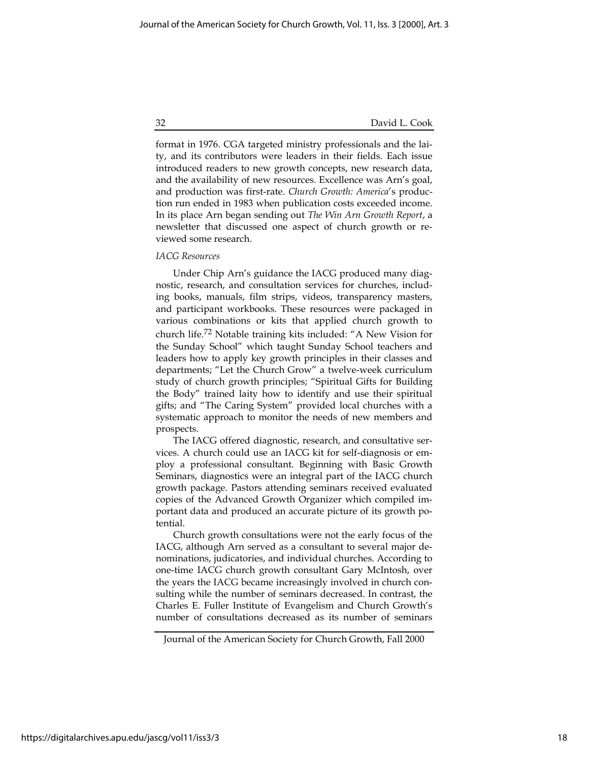format in 1976. CGA targeted ministry professionals and the laity, and its contributors were leaders in their fields. Each issue introduced readers to new growth concepts, new research data, and the availability of new resources. Excellence was Arn's goal, and production was first-rate. *Church Growth: America*'s production run ended in 1983 when publication costs exceeded income. In its place Arn began sending out *The Win Arn Growth Report*, a newsletter that discussed one aspect of church growth or reviewed some research.

*IACG Resources*

Under Chip Arn's guidance the IACG produced many diagnostic, research, and consultation services for churches, including books, manuals, film strips, videos, transparency masters, and participant workbooks. These resources were packaged in various combinations or kits that applied church growth to church life.[72] Notable training kits included: "A New Vision for the Sunday School" which taught Sunday School teachers and leaders how to apply key growth principles in their classes and departments; "Let the Church Grow" a twelve-week curriculum study of church growth principles; "Spiritual Gifts for Building the Body" trained laity how to identify and use their spiritual gifts; and "The Caring System" provided local churches with a systematic approach to monitor the needs of new members and prospects.

The IACG offered diagnostic, research, and consultative services. A church could use an IACG kit for self-diagnosis or employ a professional consultant. Beginning with Basic Growth Seminars, diagnostics were an integral part of the IACG church growth package. Pastors attending seminars received evaluated copies of the Advanced Growth Organizer which compiled important data and produced an accurate picture of its growth potential.

Church growth consultations were not the early focus of the IACG, although Arn served as a consultant to several major denominations, judicatories, and individual churches. According to one-time IACG church growth consultant Gary McIntosh, over the years the IACG became increasingly involved in church consulting while the number of seminars decreased. In contrast, the Charles E. Fuller Institute of Evangelism and Church Growth's number of consultations decreased as its number of seminars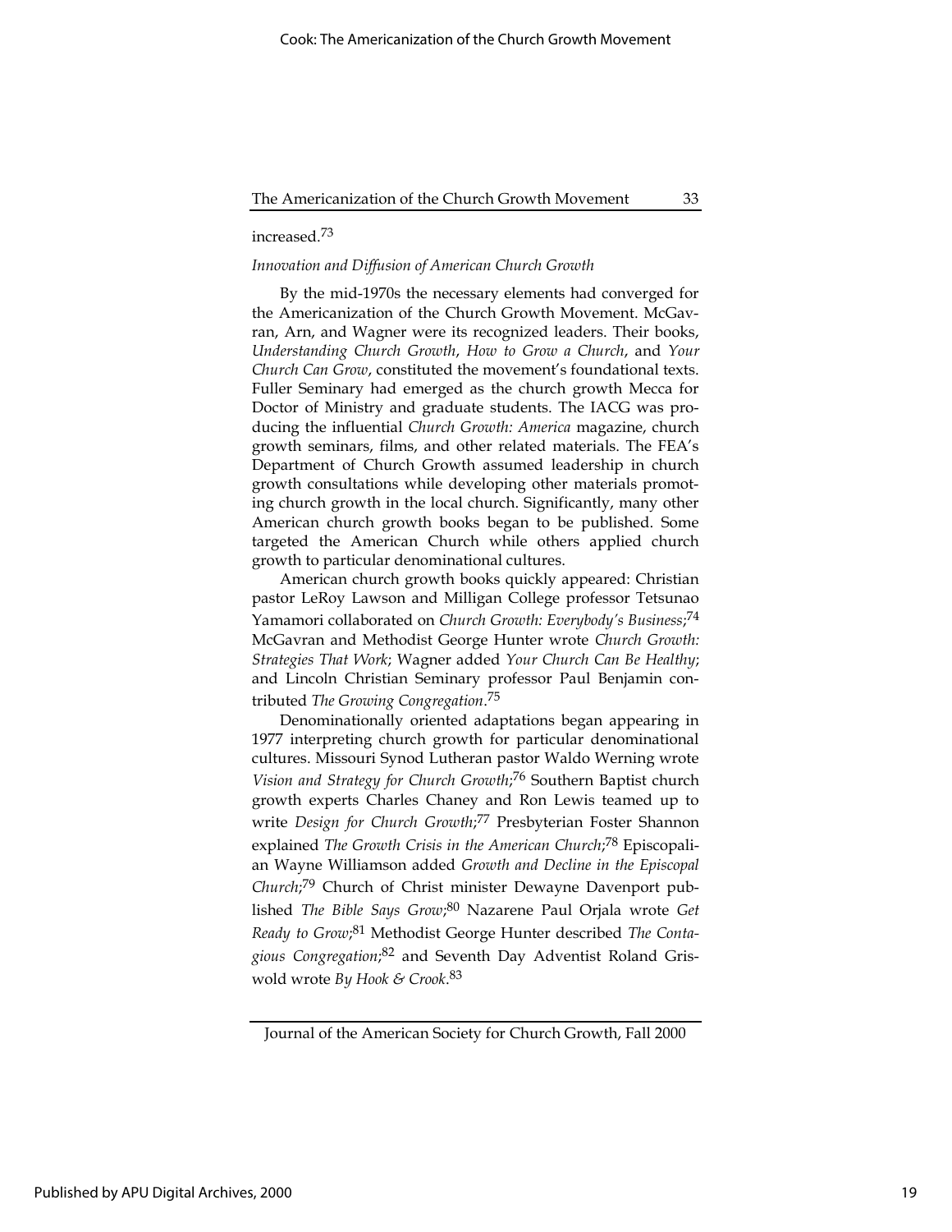increased.[73]

*Innovation and Diffusion of American Church Growth*

By the mid-1970s the necessary elements had converged for the Americanization of the Church Growth Movement. McGavran, Arn, and Wagner were its recognized leaders. Their books, *Understanding Church Growth*, *How to Grow a Church*, and *Your Church Can Grow*, constituted the movement's foundational texts. Fuller Seminary had emerged as the church growth Mecca for Doctor of Ministry and graduate students. The IACG was producing the influential *Church Growth: America* magazine, church growth seminars, films, and other related materials. The FEA's Department of Church Growth assumed leadership in church growth consultations while developing other materials promoting church growth in the local church. Significantly, many other American church growth books began to be published. Some targeted the American Church while others applied church growth to particular denominational cultures.

American church growth books quickly appeared: Christian pastor LeRoy Lawson and Milligan College professor Tetsunao Yamamori collaborated on *Church Growth: Everybody's Business*;[74] McGavran and Methodist George Hunter wrote *Church Growth: Strategies That Work*; Wagner added *Your Church Can Be Healthy*; and Lincoln Christian Seminary professor Paul Benjamin contributed *The Growing Congregation*.[75]

Denominationally oriented adaptations began appearing in 1977 interpreting church growth for particular denominational cultures. Missouri Synod Lutheran pastor Waldo Werning wrote *Vision and Strategy for Church Growth*;[76] Southern Baptist church growth experts Charles Chaney and Ron Lewis teamed up to write *Design for Church Growth*;[77] Presbyterian Foster Shannon explained *The Growth Crisis in the American Church*;[78] Episcopalian Wayne Williamson added *Growth and Decline in the Episcopal Church*;[79] Church of Christ minister Dewayne Davenport published *The Bible Says Grow*;[80] Nazarene Paul Orjala wrote *Get Ready to Grow*;[81] Methodist George Hunter described *The Contagious Congregation*;[82] and Seventh Day Adventist Roland Griswold wrote *By Hook & Crook*.[83]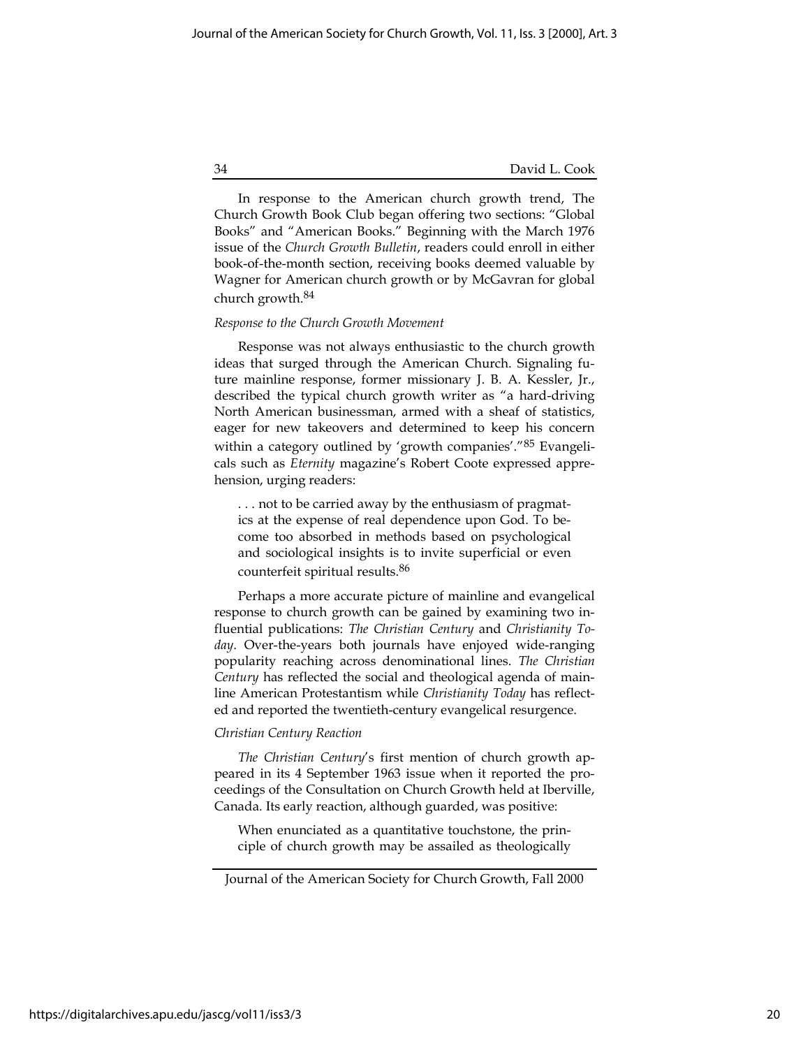In response to the American church growth trend, The Church Growth Book Club began offering two sections: "Global Books" and "American Books." Beginning with the March 1976 issue of the *Church Growth Bulletin*, readers could enroll in either book-of-the-month section, receiving books deemed valuable by Wagner for American church growth or by McGavran for global church growth.[84]

*Response to the Church Growth Movement*

Response was not always enthusiastic to the church growth ideas that surged through the American Church. Signaling future mainline response, former missionary J. B. A. Kessler, Jr., described the typical church growth writer as "a hard-driving North American businessman, armed with a sheaf of statistics, eager for new takeovers and determined to keep his concern within a category outlined by 'growth companies'."[85] Evangelicals such as *Eternity* magazine's Robert Coote expressed apprehension, urging readers:

> . . . not to be carried away by the enthusiasm of pragmatics at the expense of real dependence upon God. To become too absorbed in methods based on psychological and sociological insights is to invite superficial or even counterfeit spiritual results.[86]

Perhaps a more accurate picture of mainline and evangelical response to church growth can be gained by examining two influential publications: *The Christian Century* and *Christianity Today*. Over-the-years both journals have enjoyed wide-ranging popularity reaching across denominational lines. *The Christian Century* has reflected the social and theological agenda of mainline American Protestantism while *Christianity Today* has reflected and reported the twentieth-century evangelical resurgence.

*Christian Century Reaction*

*The Christian Century*'s first mention of church growth appeared in its 4 September 1963 issue when it reported the proceedings of the Consultation on Church Growth held at Iberville, Canada. Its early reaction, although guarded, was positive:

> When enunciated as a quantitative touchstone, the principle of church growth may be assailed as theologically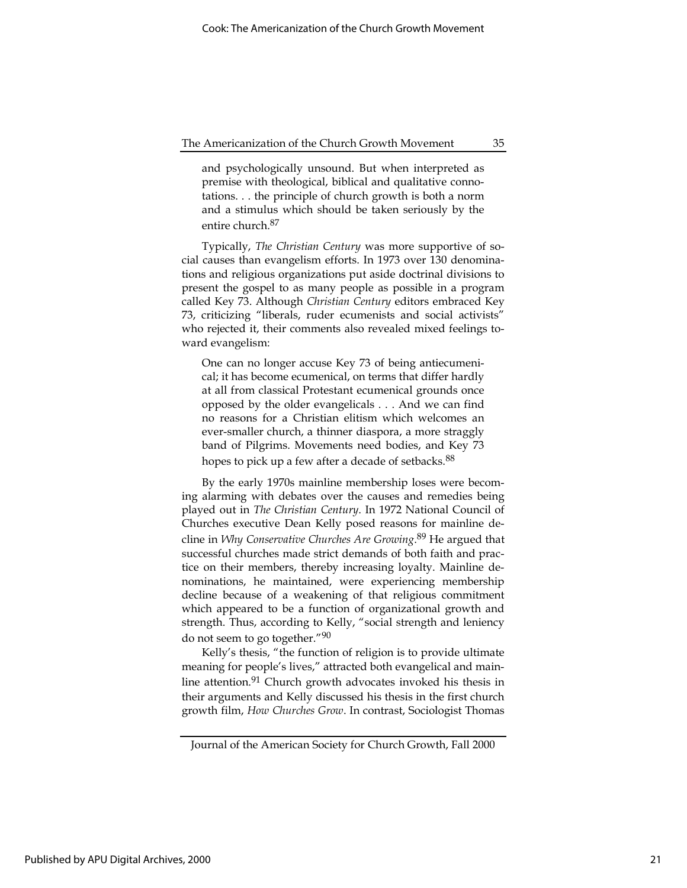> and psychologically unsound. But when interpreted as premise with theological, biblical and qualitative connotations. . . the principle of church growth is both a norm and a stimulus which should be taken seriously by the entire church.[87]

Typically, *The Christian Century* was more supportive of social causes than evangelism efforts. In 1973 over 130 denominations and religious organizations put aside doctrinal divisions to present the gospel to as many people as possible in a program called Key 73. Although *Christian Century* editors embraced Key 73, criticizing "liberals, ruder ecumenists and social activists" who rejected it, their comments also revealed mixed feelings toward evangelism:

> One can no longer accuse Key 73 of being antiecumenical; it has become ecumenical, on terms that differ hardly at all from classical Protestant ecumenical grounds once opposed by the older evangelicals . . . And we can find no reasons for a Christian elitism which welcomes an ever-smaller church, a thinner diaspora, a more straggly band of Pilgrims. Movements need bodies, and Key 73 hopes to pick up a few after a decade of setbacks.[88]

By the early 1970s mainline membership loses were becoming alarming with debates over the causes and remedies being played out in *The Christian Century*. In 1972 National Council of Churches executive Dean Kelly posed reasons for mainline decline in *Why Conservative Churches Are Growing*.[89] He argued that successful churches made strict demands of both faith and practice on their members, thereby increasing loyalty. Mainline denominations, he maintained, were experiencing membership decline because of a weakening of that religious commitment which appeared to be a function of organizational growth and strength. Thus, according to Kelly, "social strength and leniency do not seem to go together."[90]

Kelly's thesis, "the function of religion is to provide ultimate meaning for people's lives," attracted both evangelical and mainline attention.[91] Church growth advocates invoked his thesis in their arguments and Kelly discussed his thesis in the first church growth film, *How Churches Grow*. In contrast, Sociologist Thomas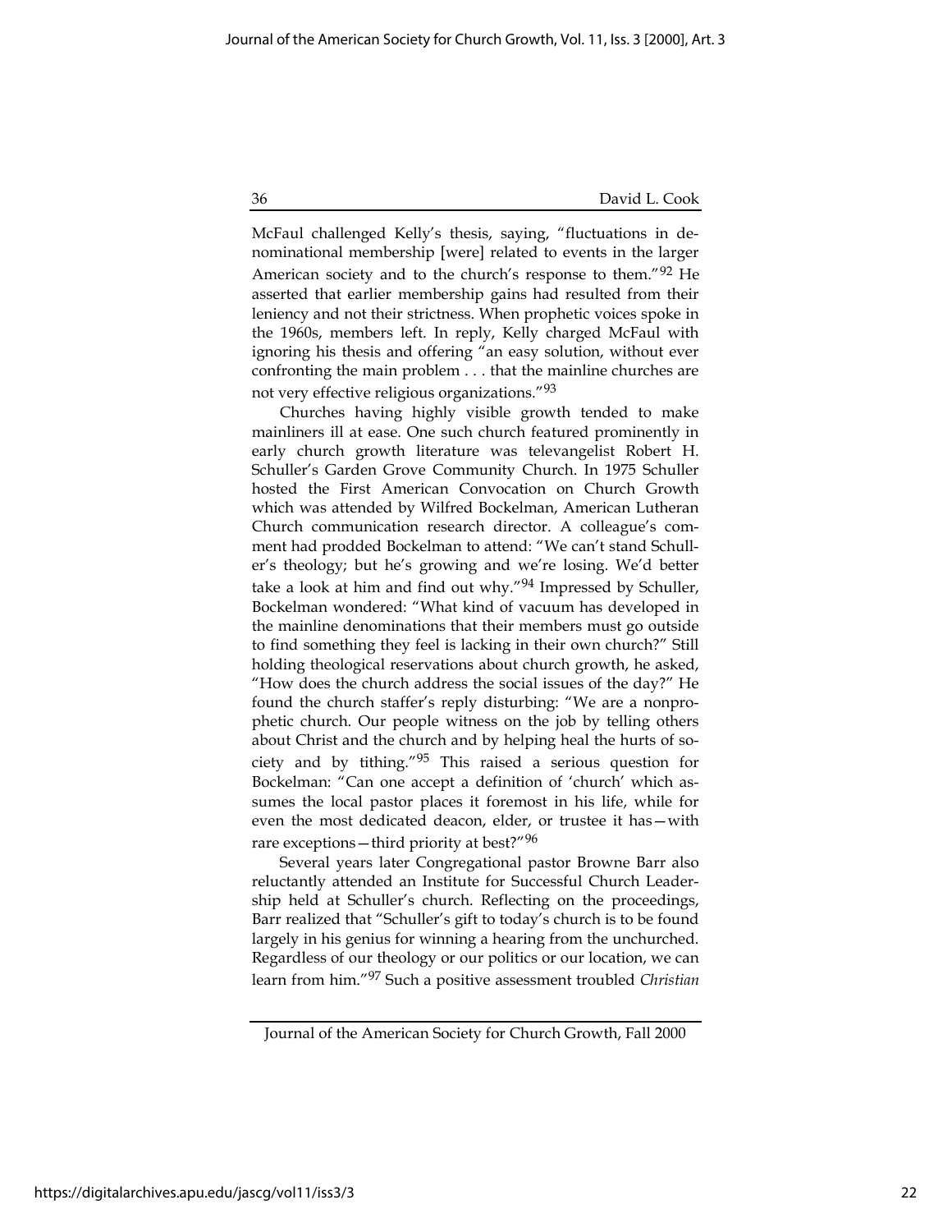McFaul challenged Kelly's thesis, saying, "fluctuations in denominational membership [were] related to events in the larger American society and to the church's response to them."[92] He asserted that earlier membership gains had resulted from their leniency and not their strictness. When prophetic voices spoke in the 1960s, members left. In reply, Kelly charged McFaul with ignoring his thesis and offering "an easy solution, without ever confronting the main problem . . . that the mainline churches are not very effective religious organizations."[93]

Churches having highly visible growth tended to make mainliners ill at ease. One such church featured prominently in early church growth literature was televangelist Robert H. Schuller's Garden Grove Community Church. In 1975 Schuller hosted the First American Convocation on Church Growth which was attended by Wilfred Bockelman, American Lutheran Church communication research director. A colleague's comment had prodded Bockelman to attend: "We can't stand Schuller's theology; but he's growing and we're losing. We'd better take a look at him and find out why."[94] Impressed by Schuller, Bockelman wondered: "What kind of vacuum has developed in the mainline denominations that their members must go outside to find something they feel is lacking in their own church?" Still holding theological reservations about church growth, he asked, "How does the church address the social issues of the day?" He found the church staffer's reply disturbing: "We are a nonprophetic church. Our people witness on the job by telling others about Christ and the church and by helping heal the hurts of society and by tithing."[95] This raised a serious question for Bockelman: "Can one accept a definition of 'church' which assumes the local pastor places it foremost in his life, while for even the most dedicated deacon, elder, or trustee it has—with rare exceptions—third priority at best?"[96]

Several years later Congregational pastor Browne Barr also reluctantly attended an Institute for Successful Church Leadership held at Schuller's church. Reflecting on the proceedings, Barr realized that "Schuller's gift to today's church is to be found largely in his genius for winning a hearing from the unchurched. Regardless of our theology or our politics or our location, we can learn from him."[97] Such a positive assessment troubled *Christian*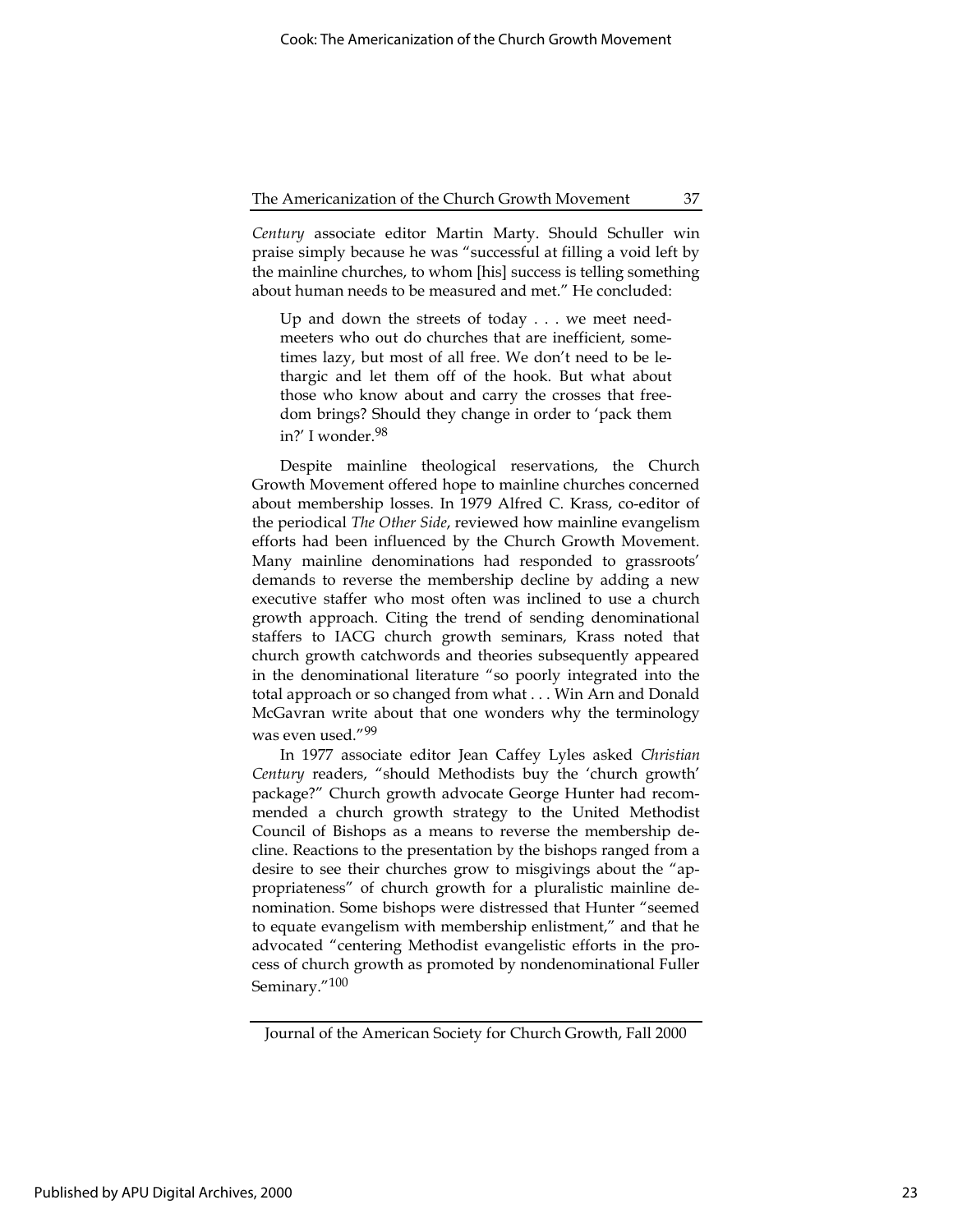*Century* associate editor Martin Marty. Should Schuller win praise simply because he was "successful at filling a void left by the mainline churches, to whom [his] success is telling something about human needs to be measured and met." He concluded:

> Up and down the streets of today . . . we meet need-meeters who out do churches that are inefficient, sometimes lazy, but most of all free. We don't need to be lethargic and let them off of the hook. But what about those who know about and carry the crosses that freedom brings? Should they change in order to 'pack them in?' I wonder.[98]

Despite mainline theological reservations, the Church Growth Movement offered hope to mainline churches concerned about membership losses. In 1979 Alfred C. Krass, co-editor of the periodical *The Other Side*, reviewed how mainline evangelism efforts had been influenced by the Church Growth Movement. Many mainline denominations had responded to grassroots' demands to reverse the membership decline by adding a new executive staffer who most often was inclined to use a church growth approach. Citing the trend of sending denominational staffers to IACG church growth seminars, Krass noted that church growth catchwords and theories subsequently appeared in the denominational literature "so poorly integrated into the total approach or so changed from what . . . Win Arn and Donald McGavran write about that one wonders why the terminology was even used."[99]

In 1977 associate editor Jean Caffey Lyles asked *Christian Century* readers, "should Methodists buy the 'church growth' package?" Church growth advocate George Hunter had recommended a church growth strategy to the United Methodist Council of Bishops as a means to reverse the membership decline. Reactions to the presentation by the bishops ranged from a desire to see their churches grow to misgivings about the "appropriateness" of church growth for a pluralistic mainline denomination. Some bishops were distressed that Hunter "seemed to equate evangelism with membership enlistment," and that he advocated "centering Methodist evangelistic efforts in the process of church growth as promoted by nondenominational Fuller Seminary."[100]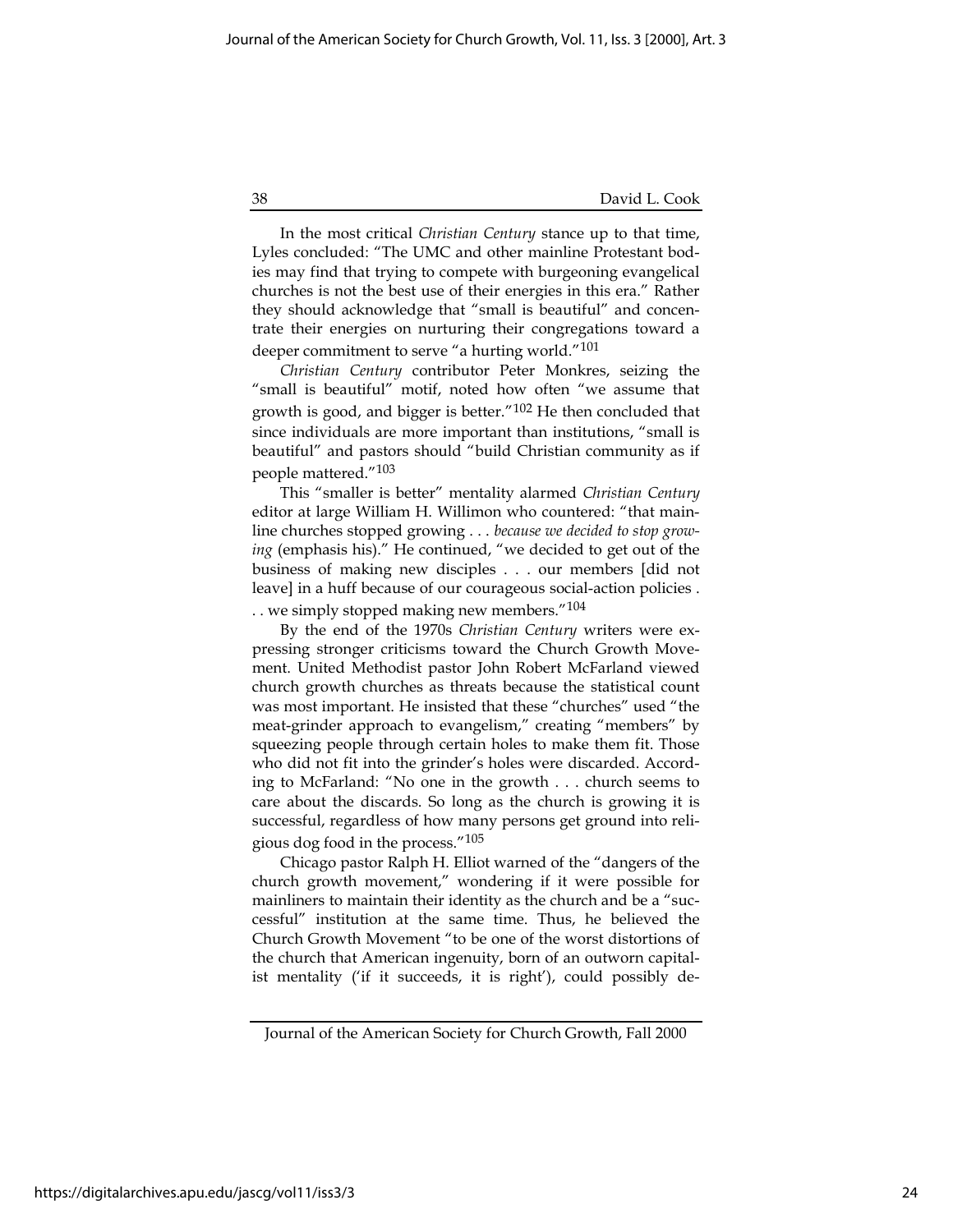In the most critical *Christian Century* stance up to that time, Lyles concluded: "The UMC and other mainline Protestant bodies may find that trying to compete with burgeoning evangelical churches is not the best use of their energies in this era." Rather they should acknowledge that "small is beautiful" and concentrate their energies on nurturing their congregations toward a deeper commitment to serve "a hurting world."[101]

*Christian Century* contributor Peter Monkres, seizing the "small is beautiful" motif, noted how often "we assume that growth is good, and bigger is better."[102] He then concluded that since individuals are more important than institutions, "small is beautiful" and pastors should "build Christian community as if people mattered."[103]

This "smaller is better" mentality alarmed *Christian Century* editor at large William H. Willimon who countered: "that mainline churches stopped growing . . . *because we decided to stop growing* (emphasis his)." He continued, "we decided to get out of the business of making new disciples . . . our members [did not leave] in a huff because of our courageous social-action policies . . . we simply stopped making new members."[104]

By the end of the 1970s *Christian Century* writers were expressing stronger criticisms toward the Church Growth Movement. United Methodist pastor John Robert McFarland viewed church growth churches as threats because the statistical count was most important. He insisted that these "churches" used "the meat-grinder approach to evangelism," creating "members" by squeezing people through certain holes to make them fit. Those who did not fit into the grinder's holes were discarded. According to McFarland: "No one in the growth . . . church seems to care about the discards. So long as the church is growing it is successful, regardless of how many persons get ground into religious dog food in the process."[105]

Chicago pastor Ralph H. Elliot warned of the "dangers of the church growth movement," wondering if it were possible for mainliners to maintain their identity as the church and be a "successful" institution at the same time. Thus, he believed the Church Growth Movement "to be one of the worst distortions of the church that American ingenuity, born of an outworn capitalist mentality ('if it succeeds, it is right'), could possibly de-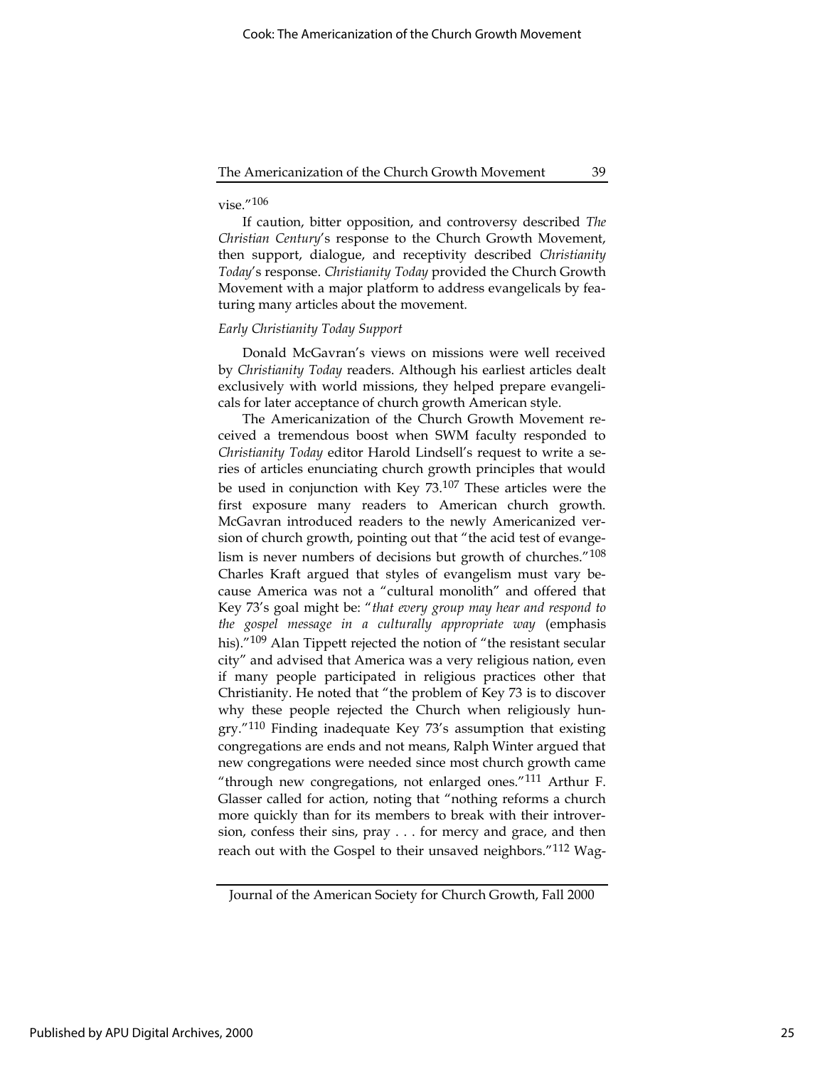vise."[106]

If caution, bitter opposition, and controversy described *The Christian Century*'s response to the Church Growth Movement, then support, dialogue, and receptivity described *Christianity Today*'s response. *Christianity Today* provided the Church Growth Movement with a major platform to address evangelicals by featuring many articles about the movement.

### *Early Christianity Today Support*

Donald McGavran's views on missions were well received by *Christianity Today* readers. Although his earliest articles dealt exclusively with world missions, they helped prepare evangelicals for later acceptance of church growth American style.

The Americanization of the Church Growth Movement received a tremendous boost when SWM faculty responded to *Christianity Today* editor Harold Lindsell's request to write a series of articles enunciating church growth principles that would be used in conjunction with Key 73.[107] These articles were the first exposure many readers to American church growth. McGavran introduced readers to the newly Americanized version of church growth, pointing out that "the acid test of evangelism is never numbers of decisions but growth of churches."[108] Charles Kraft argued that styles of evangelism must vary because America was not a "cultural monolith" and offered that Key 73's goal might be: "*that every group may hear and respond to the gospel message in a culturally appropriate way* (emphasis his)."[109] Alan Tippett rejected the notion of "the resistant secular city" and advised that America was a very religious nation, even if many people participated in religious practices other that Christianity. He noted that "the problem of Key 73 is to discover why these people rejected the Church when religiously hungry."[110] Finding inadequate Key 73's assumption that existing congregations are ends and not means, Ralph Winter argued that new congregations were needed since most church growth came "through new congregations, not enlarged ones."[111] Arthur F. Glasser called for action, noting that "nothing reforms a church more quickly than for its members to break with their introversion, confess their sins, pray . . . for mercy and grace, and then reach out with the Gospel to their unsaved neighbors."[112] Wag-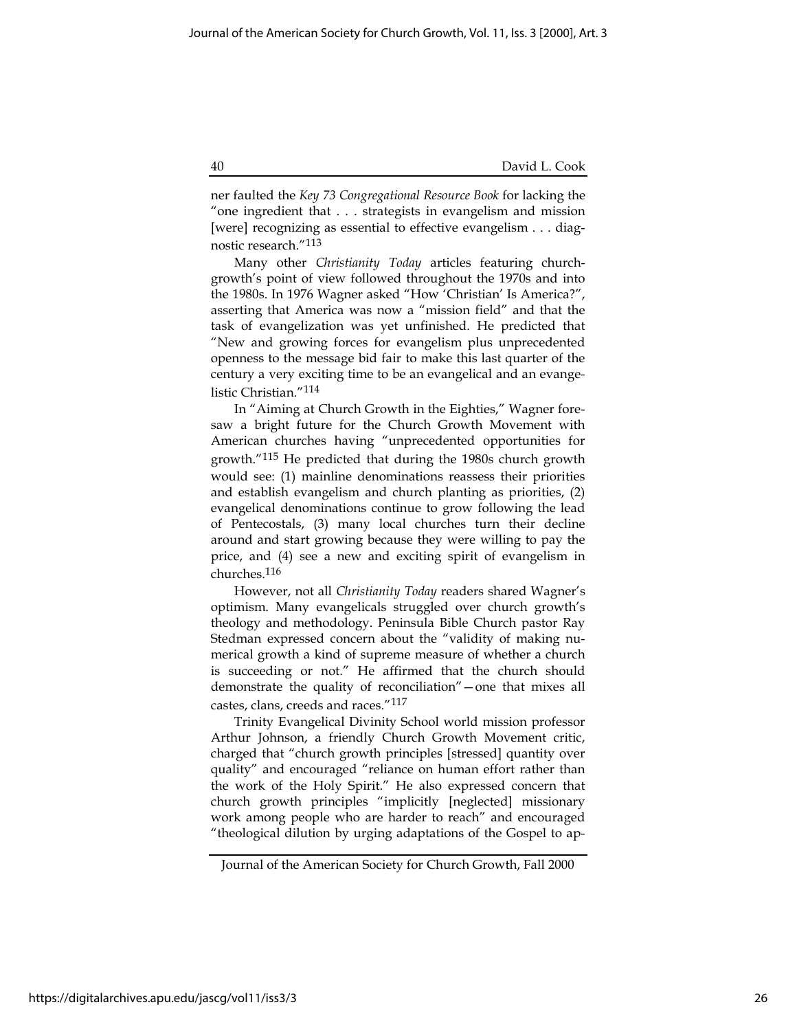ner faulted the *Key 73 Congregational Resource Book* for lacking the "one ingredient that . . . strategists in evangelism and mission [were] recognizing as essential to effective evangelism . . . diagnostic research."[113]

Many other *Christianity Today* articles featuring church-growth's point of view followed throughout the 1970s and into the 1980s. In 1976 Wagner asked "How 'Christian' Is America?", asserting that America was now a "mission field" and that the task of evangelization was yet unfinished. He predicted that "New and growing forces for evangelism plus unprecedented openness to the message bid fair to make this last quarter of the century a very exciting time to be an evangelical and an evangelistic Christian."[114]

In "Aiming at Church Growth in the Eighties," Wagner foresaw a bright future for the Church Growth Movement with American churches having "unprecedented opportunities for growth."[115] He predicted that during the 1980s church growth would see: (1) mainline denominations reassess their priorities and establish evangelism and church planting as priorities, (2) evangelical denominations continue to grow following the lead of Pentecostals, (3) many local churches turn their decline around and start growing because they were willing to pay the price, and (4) see a new and exciting spirit of evangelism in churches.[116]

However, not all *Christianity Today* readers shared Wagner's optimism. Many evangelicals struggled over church growth's theology and methodology. Peninsula Bible Church pastor Ray Stedman expressed concern about the "validity of making numerical growth a kind of supreme measure of whether a church is succeeding or not." He affirmed that the church should demonstrate the quality of reconciliation"—one that mixes all castes, clans, creeds and races."[117]

Trinity Evangelical Divinity School world mission professor Arthur Johnson, a friendly Church Growth Movement critic, charged that "church growth principles [stressed] quantity over quality" and encouraged "reliance on human effort rather than the work of the Holy Spirit." He also expressed concern that church growth principles "implicitly [neglected] missionary work among people who are harder to reach" and encouraged "theological dilution by urging adaptations of the Gospel to ap-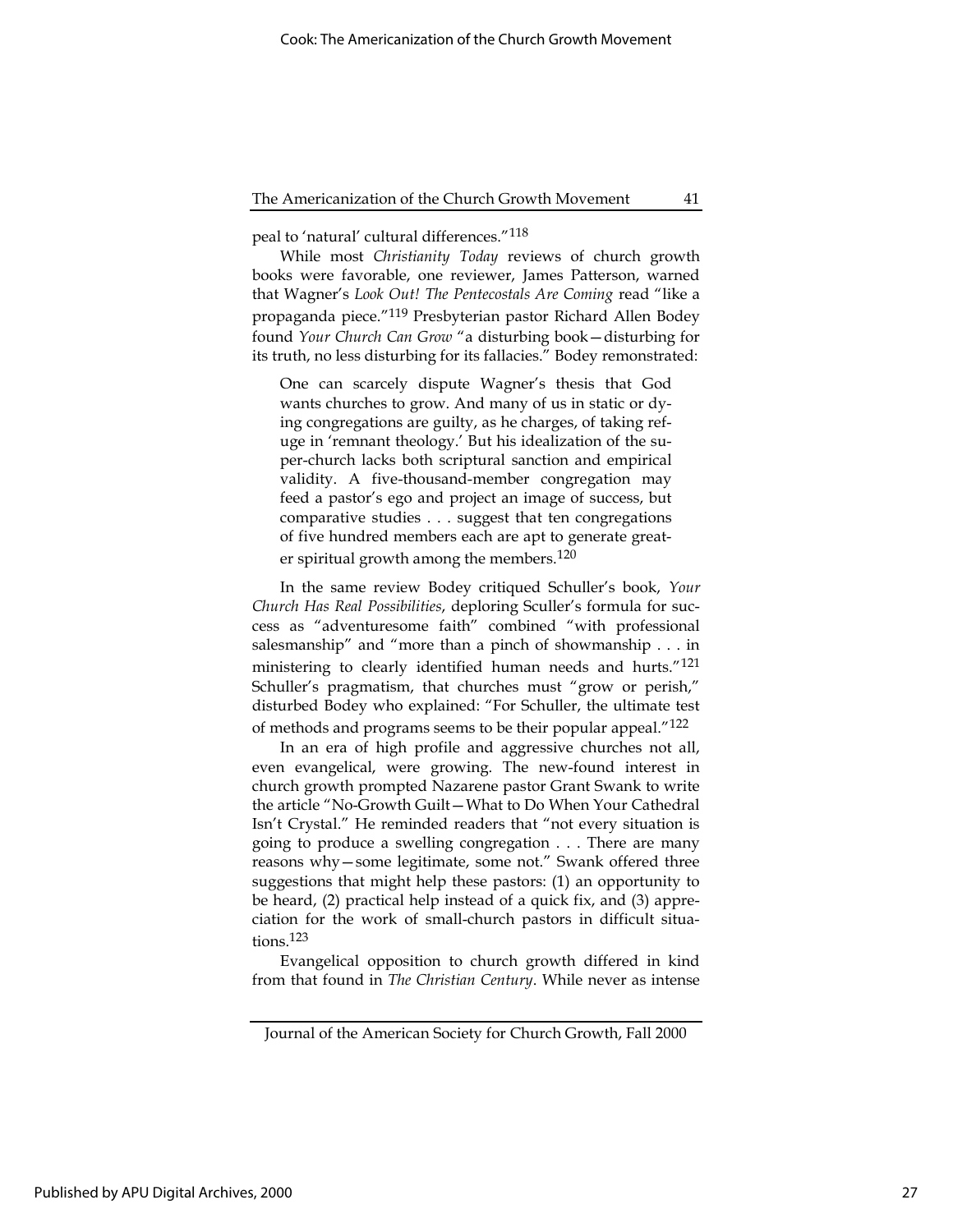peal to 'natural' cultural differences."[118]

While most *Christianity Today* reviews of church growth books were favorable, one reviewer, James Patterson, warned that Wagner's *Look Out! The Pentecostals Are Coming* read "like a propaganda piece."[119] Presbyterian pastor Richard Allen Bodey found *Your Church Can Grow* "a disturbing book—disturbing for its truth, no less disturbing for its fallacies." Bodey remonstrated:

> One can scarcely dispute Wagner's thesis that God wants churches to grow. And many of us in static or dying congregations are guilty, as he charges, of taking refuge in 'remnant theology.' But his idealization of the super-church lacks both scriptural sanction and empirical validity. A five-thousand-member congregation may feed a pastor's ego and project an image of success, but comparative studies . . . suggest that ten congregations of five hundred members each are apt to generate greater spiritual growth among the members.[120]

In the same review Bodey critiqued Schuller's book, *Your Church Has Real Possibilities*, deploring Sculler's formula for success as "adventuresome faith" combined "with professional salesmanship" and "more than a pinch of showmanship . . . in ministering to clearly identified human needs and hurts."[121] Schuller's pragmatism, that churches must "grow or perish," disturbed Bodey who explained: "For Schuller, the ultimate test of methods and programs seems to be their popular appeal."[122]

In an era of high profile and aggressive churches not all, even evangelical, were growing. The new-found interest in church growth prompted Nazarene pastor Grant Swank to write the article "No-Growth Guilt—What to Do When Your Cathedral Isn't Crystal." He reminded readers that "not every situation is going to produce a swelling congregation . . . There are many reasons why—some legitimate, some not." Swank offered three suggestions that might help these pastors: (1) an opportunity to be heard, (2) practical help instead of a quick fix, and (3) appreciation for the work of small-church pastors in difficult situations.[123]

Evangelical opposition to church growth differed in kind from that found in *The Christian Century*. While never as intense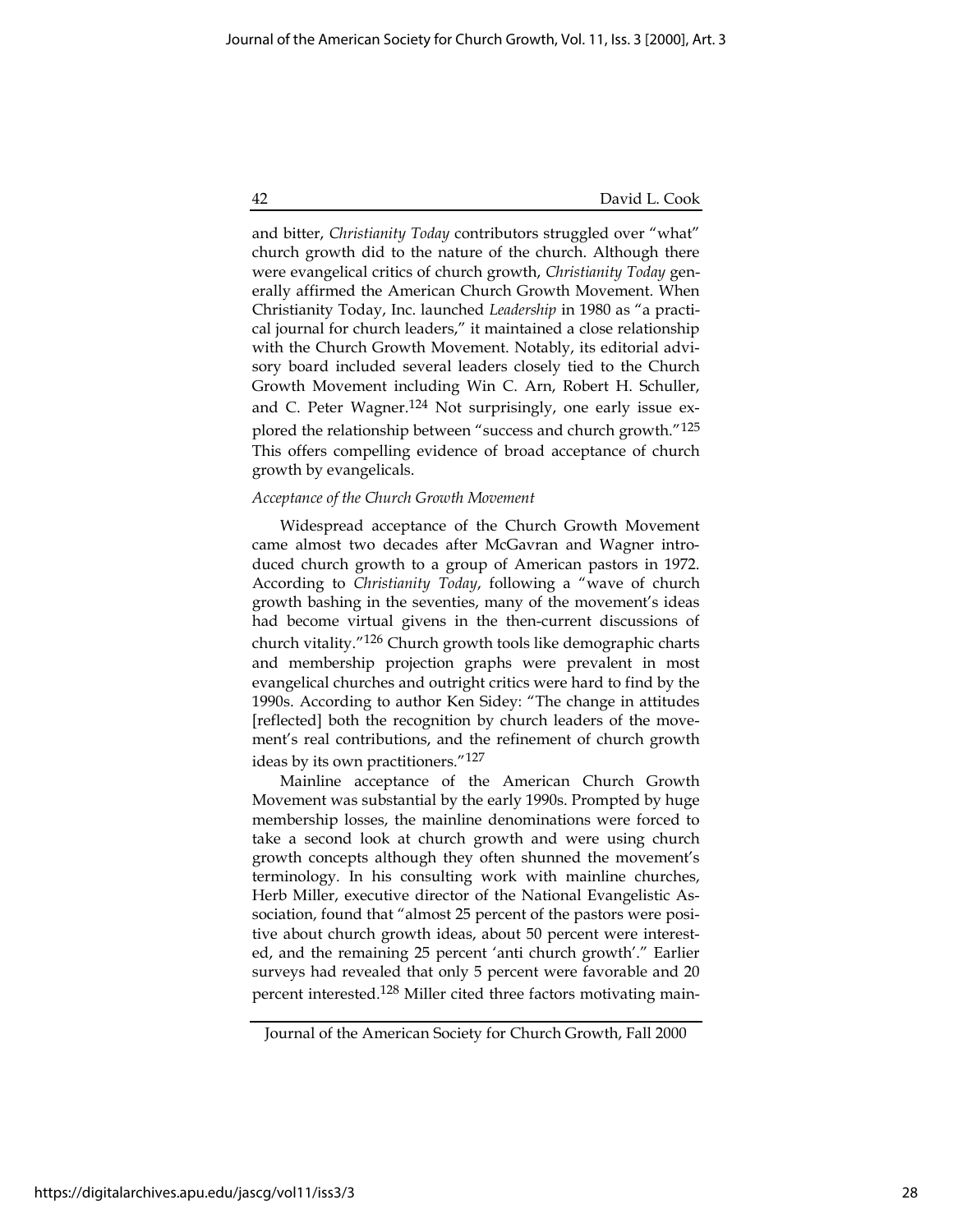and bitter, *Christianity Today* contributors struggled over "what" church growth did to the nature of the church. Although there were evangelical critics of church growth, *Christianity Today* generally affirmed the American Church Growth Movement. When Christianity Today, Inc. launched *Leadership* in 1980 as "a practical journal for church leaders," it maintained a close relationship with the Church Growth Movement. Notably, its editorial advisory board included several leaders closely tied to the Church Growth Movement including Win C. Arn, Robert H. Schuller, and C. Peter Wagner.[124] Not surprisingly, one early issue explored the relationship between "success and church growth."[125] This offers compelling evidence of broad acceptance of church growth by evangelicals.

*Acceptance of the Church Growth Movement*

Widespread acceptance of the Church Growth Movement came almost two decades after McGavran and Wagner introduced church growth to a group of American pastors in 1972. According to *Christianity Today*, following a "wave of church growth bashing in the seventies, many of the movement's ideas had become virtual givens in the then-current discussions of church vitality."[126] Church growth tools like demographic charts and membership projection graphs were prevalent in most evangelical churches and outright critics were hard to find by the 1990s. According to author Ken Sidey: "The change in attitudes [reflected] both the recognition by church leaders of the movement's real contributions, and the refinement of church growth ideas by its own practitioners."[127]

Mainline acceptance of the American Church Growth Movement was substantial by the early 1990s. Prompted by huge membership losses, the mainline denominations were forced to take a second look at church growth and were using church growth concepts although they often shunned the movement's terminology. In his consulting work with mainline churches, Herb Miller, executive director of the National Evangelistic Association, found that "almost 25 percent of the pastors were positive about church growth ideas, about 50 percent were interested, and the remaining 25 percent 'anti church growth'." Earlier surveys had revealed that only 5 percent were favorable and 20 percent interested.[128] Miller cited three factors motivating main-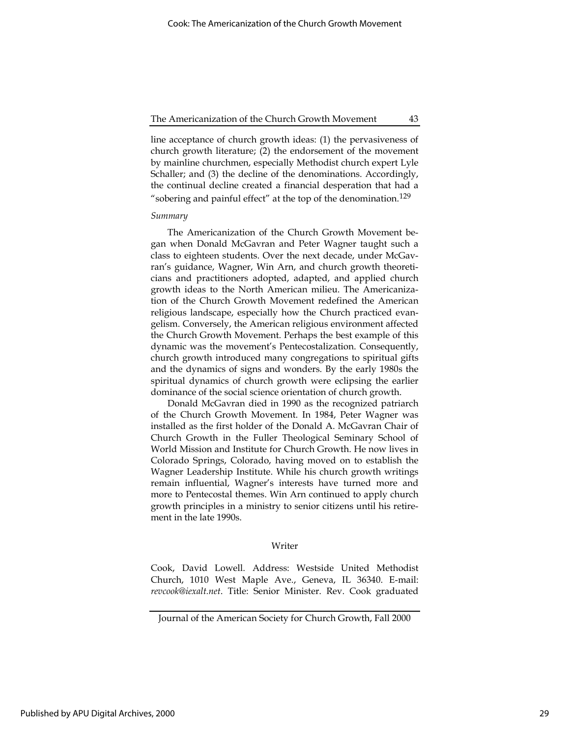line acceptance of church growth ideas: (1) the pervasiveness of church growth literature; (2) the endorsement of the movement by mainline churchmen, especially Methodist church expert Lyle Schaller; and (3) the decline of the denominations. Accordingly, the continual decline created a financial desperation that had a "sobering and painful effect" at the top of the denomination.[129]

*Summary*

The Americanization of the Church Growth Movement began when Donald McGavran and Peter Wagner taught such a class to eighteen students. Over the next decade, under McGavran's guidance, Wagner, Win Arn, and church growth theoreticians and practitioners adopted, adapted, and applied church growth ideas to the North American milieu. The Americanization of the Church Growth Movement redefined the American religious landscape, especially how the Church practiced evangelism. Conversely, the American religious environment affected the Church Growth Movement. Perhaps the best example of this dynamic was the movement's Pentecostalization. Consequently, church growth introduced many congregations to spiritual gifts and the dynamics of signs and wonders. By the early 1980s the spiritual dynamics of church growth were eclipsing the earlier dominance of the social science orientation of church growth.

Donald McGavran died in 1990 as the recognized patriarch of the Church Growth Movement. In 1984, Peter Wagner was installed as the first holder of the Donald A. McGavran Chair of Church Growth in the Fuller Theological Seminary School of World Mission and Institute for Church Growth. He now lives in Colorado Springs, Colorado, having moved on to establish the Wagner Leadership Institute. While his church growth writings remain influential, Wagner's interests have turned more and more to Pentecostal themes. Win Arn continued to apply church growth principles in a ministry to senior citizens until his retirement in the late 1990s.

## Writer

Cook, David Lowell. Address: Westside United Methodist Church, 1010 West Maple Ave., Geneva, IL 36340. E-mail: *revcook@iexalt.net*. Title: Senior Minister. Rev. Cook graduated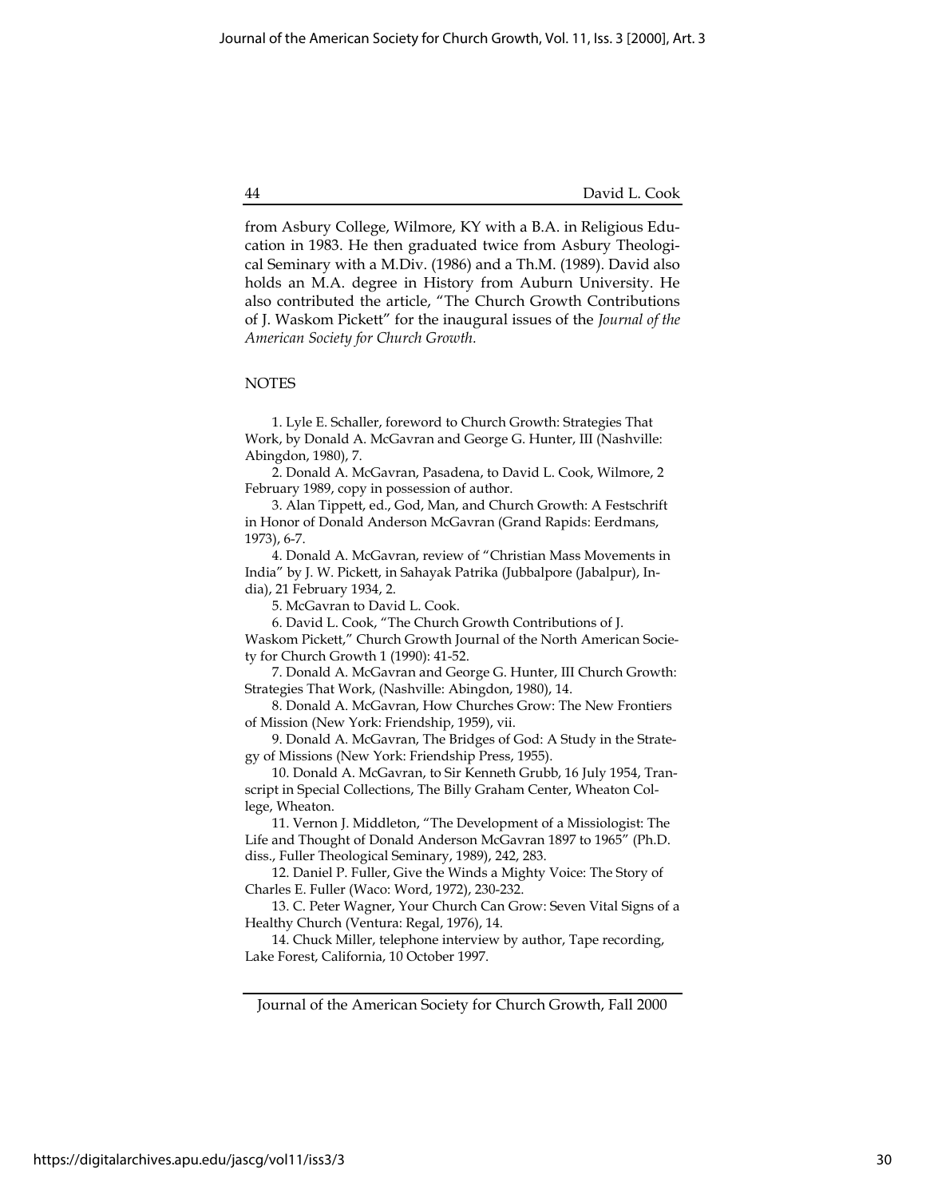from Asbury College, Wilmore, KY with a B.A. in Religious Education in 1983. He then graduated twice from Asbury Theological Seminary with a M.Div. (1986) and a Th.M. (1989). David also holds an M.A. degree in History from Auburn University. He also contributed the article, "The Church Growth Contributions of J. Waskom Pickett" for the inaugural issues of the *Journal of the American Society for Church Growth.*

NOTES

1. Lyle E. Schaller, foreword to Church Growth: Strategies That Work, by Donald A. McGavran and George G. Hunter, III (Nashville: Abingdon, 1980), 7.

2. Donald A. McGavran, Pasadena, to David L. Cook, Wilmore, 2 February 1989, copy in possession of author.

3. Alan Tippett, ed., God, Man, and Church Growth: A Festschrift in Honor of Donald Anderson McGavran (Grand Rapids: Eerdmans, 1973), 6-7.

4. Donald A. McGavran, review of "Christian Mass Movements in India" by J. W. Pickett, in Sahayak Patrika (Jubbalpore (Jabalpur), India), 21 February 1934, 2.

5. McGavran to David L. Cook.

6. David L. Cook, "The Church Growth Contributions of J. Waskom Pickett," Church Growth Journal of the North American Society for Church Growth 1 (1990): 41-52.

7. Donald A. McGavran and George G. Hunter, III Church Growth: Strategies That Work, (Nashville: Abingdon, 1980), 14.

8. Donald A. McGavran, How Churches Grow: The New Frontiers of Mission (New York: Friendship, 1959), vii.

9. Donald A. McGavran, The Bridges of God: A Study in the Strategy of Missions (New York: Friendship Press, 1955).

10. Donald A. McGavran, to Sir Kenneth Grubb, 16 July 1954, Transcript in Special Collections, The Billy Graham Center, Wheaton College, Wheaton.

11. Vernon J. Middleton, "The Development of a Missiologist: The Life and Thought of Donald Anderson McGavran 1897 to 1965" (Ph.D. diss., Fuller Theological Seminary, 1989), 242, 283.

12. Daniel P. Fuller, Give the Winds a Mighty Voice: The Story of Charles E. Fuller (Waco: Word, 1972), 230-232.

13. C. Peter Wagner, Your Church Can Grow: Seven Vital Signs of a Healthy Church (Ventura: Regal, 1976), 14.

14. Chuck Miller, telephone interview by author, Tape recording, Lake Forest, California, 10 October 1997.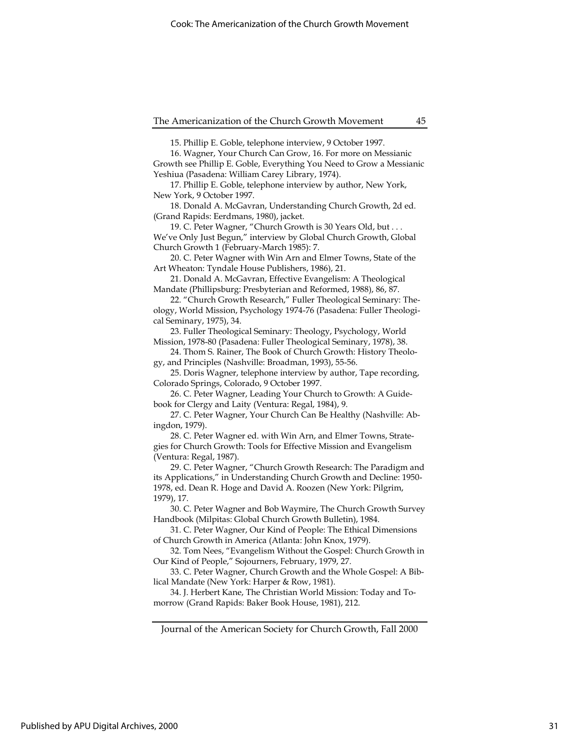15. Phillip E. Goble, telephone interview, 9 October 1997.

16. Wagner, Your Church Can Grow, 16. For more on Messianic Growth see Phillip E. Goble, Everything You Need to Grow a Messianic Yeshiua (Pasadena: William Carey Library, 1974).

17. Phillip E. Goble, telephone interview by author, New York, New York, 9 October 1997.

18. Donald A. McGavran, Understanding Church Growth, 2d ed. (Grand Rapids: Eerdmans, 1980), jacket.

19. C. Peter Wagner, "Church Growth is 30 Years Old, but . . . We've Only Just Begun," interview by Global Church Growth, Global Church Growth 1 (February-March 1985): 7.

20. C. Peter Wagner with Win Arn and Elmer Towns, State of the Art Wheaton: Tyndale House Publishers, 1986), 21.

21. Donald A. McGavran, Effective Evangelism: A Theological Mandate (Phillipsburg: Presbyterian and Reformed, 1988), 86, 87.

22. "Church Growth Research," Fuller Theological Seminary: Theology, World Mission, Psychology 1974-76 (Pasadena: Fuller Theological Seminary, 1975), 34.

23. Fuller Theological Seminary: Theology, Psychology, World Mission, 1978-80 (Pasadena: Fuller Theological Seminary, 1978), 38.

24. Thom S. Rainer, The Book of Church Growth: History Theology, and Principles (Nashville: Broadman, 1993), 55-56.

25. Doris Wagner, telephone interview by author, Tape recording, Colorado Springs, Colorado, 9 October 1997.

26. C. Peter Wagner, Leading Your Church to Growth: A Guidebook for Clergy and Laity (Ventura: Regal, 1984), 9.

27. C. Peter Wagner, Your Church Can Be Healthy (Nashville: Abingdon, 1979).

28. C. Peter Wagner ed. with Win Arn, and Elmer Towns, Strategies for Church Growth: Tools for Effective Mission and Evangelism (Ventura: Regal, 1987).

29. C. Peter Wagner, "Church Growth Research: The Paradigm and its Applications," in Understanding Church Growth and Decline: 1950-1978, ed. Dean R. Hoge and David A. Roozen (New York: Pilgrim, 1979), 17.

30. C. Peter Wagner and Bob Waymire, The Church Growth Survey Handbook (Milpitas: Global Church Growth Bulletin), 1984.

31. C. Peter Wagner, Our Kind of People: The Ethical Dimensions of Church Growth in America (Atlanta: John Knox, 1979).

32. Tom Nees, "Evangelism Without the Gospel: Church Growth in Our Kind of People," Sojourners, February, 1979, 27.

33. C. Peter Wagner, Church Growth and the Whole Gospel: A Biblical Mandate (New York: Harper & Row, 1981).

34. J. Herbert Kane, The Christian World Mission: Today and Tomorrow (Grand Rapids: Baker Book House, 1981), 212.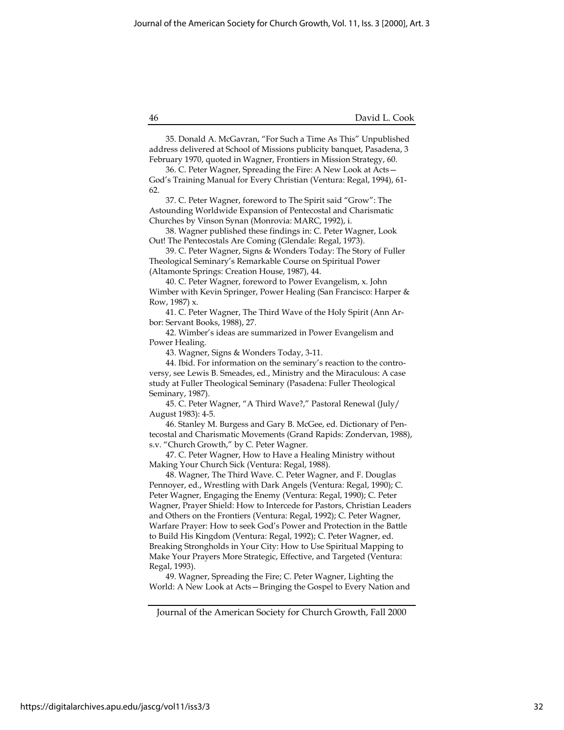35. Donald A. McGavran, “For Such a Time As This” Unpublished address delivered at School of Missions publicity banquet, Pasadena, 3 February 1970, quoted in Wagner, Frontiers in Mission Strategy, 60.

36. C. Peter Wagner, Spreading the Fire: A New Look at Acts—God’s Training Manual for Every Christian (Ventura: Regal, 1994), 61-62.

37. C. Peter Wagner, foreword to The Spirit said “Grow”: The Astounding Worldwide Expansion of Pentecostal and Charismatic Churches by Vinson Synan (Monrovia: MARC, 1992), i.

38. Wagner published these findings in: C. Peter Wagner, Look Out! The Pentecostals Are Coming (Glendale: Regal, 1973).

39. C. Peter Wagner, Signs & Wonders Today: The Story of Fuller Theological Seminary’s Remarkable Course on Spiritual Power (Altamonte Springs: Creation House, 1987), 44.

40. C. Peter Wagner, foreword to Power Evangelism, x. John Wimber with Kevin Springer, Power Healing (San Francisco: Harper & Row, 1987) x.

41. C. Peter Wagner, The Third Wave of the Holy Spirit (Ann Arbor: Servant Books, 1988), 27.

42. Wimber’s ideas are summarized in Power Evangelism and Power Healing.

43. Wagner, Signs & Wonders Today, 3-11.

44. Ibid. For information on the seminary’s reaction to the controversy, see Lewis B. Smeades, ed., Ministry and the Miraculous: A case study at Fuller Theological Seminary (Pasadena: Fuller Theological Seminary, 1987).

45. C. Peter Wagner, “A Third Wave?,” Pastoral Renewal (July/August 1983): 4-5.

46. Stanley M. Burgess and Gary B. McGee, ed. Dictionary of Pentecostal and Charismatic Movements (Grand Rapids: Zondervan, 1988), s.v. “Church Growth,” by C. Peter Wagner.

47. C. Peter Wagner, How to Have a Healing Ministry without Making Your Church Sick (Ventura: Regal, 1988).

48. Wagner, The Third Wave. C. Peter Wagner, and F. Douglas Pennoyer, ed., Wrestling with Dark Angels (Ventura: Regal, 1990); C. Peter Wagner, Engaging the Enemy (Ventura: Regal, 1990); C. Peter Wagner, Prayer Shield: How to Intercede for Pastors, Christian Leaders and Others on the Frontiers (Ventura: Regal, 1992); C. Peter Wagner, Warfare Prayer: How to seek God’s Power and Protection in the Battle to Build His Kingdom (Ventura: Regal, 1992); C. Peter Wagner, ed. Breaking Strongholds in Your City: How to Use Spiritual Mapping to Make Your Prayers More Strategic, Effective, and Targeted (Ventura: Regal, 1993).

49. Wagner, Spreading the Fire; C. Peter Wagner, Lighting the World: A New Look at Acts—Bringing the Gospel to Every Nation and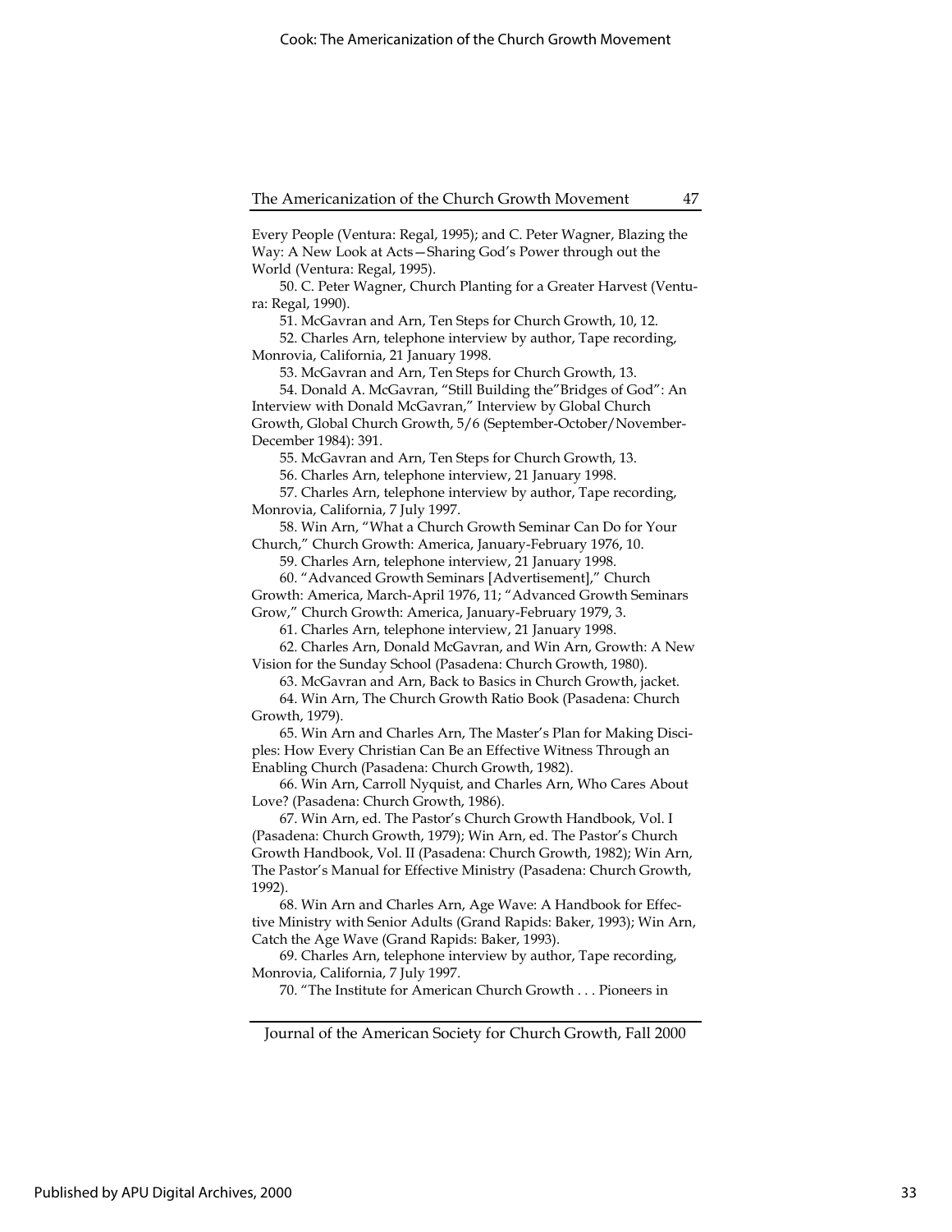Every People (Ventura: Regal, 1995); and C. Peter Wagner, Blazing the Way: A New Look at Acts—Sharing God's Power through out the World (Ventura: Regal, 1995).

50. C. Peter Wagner, Church Planting for a Greater Harvest (Ventura: Regal, 1990).

51. McGavran and Arn, Ten Steps for Church Growth, 10, 12.

52. Charles Arn, telephone interview by author, Tape recording, Monrovia, California, 21 January 1998.

53. McGavran and Arn, Ten Steps for Church Growth, 13.

54. Donald A. McGavran, "Still Building the"Bridges of God": An Interview with Donald McGavran," Interview by Global Church Growth, Global Church Growth, 5/6 (September-October/November-December 1984): 391.

55. McGavran and Arn, Ten Steps for Church Growth, 13.

56. Charles Arn, telephone interview, 21 January 1998.

57. Charles Arn, telephone interview by author, Tape recording, Monrovia, California, 7 July 1997.

58. Win Arn, "What a Church Growth Seminar Can Do for Your Church," Church Growth: America, January-February 1976, 10.

59. Charles Arn, telephone interview, 21 January 1998.

60. "Advanced Growth Seminars [Advertisement]," Church Growth: America, March-April 1976, 11; "Advanced Growth Seminars Grow," Church Growth: America, January-February 1979, 3.

61. Charles Arn, telephone interview, 21 January 1998.

62. Charles Arn, Donald McGavran, and Win Arn, Growth: A New Vision for the Sunday School (Pasadena: Church Growth, 1980).

63. McGavran and Arn, Back to Basics in Church Growth, jacket.

64. Win Arn, The Church Growth Ratio Book (Pasadena: Church Growth, 1979).

65. Win Arn and Charles Arn, The Master's Plan for Making Disciples: How Every Christian Can Be an Effective Witness Through an Enabling Church (Pasadena: Church Growth, 1982).

66. Win Arn, Carroll Nyquist, and Charles Arn, Who Cares About Love? (Pasadena: Church Growth, 1986).

67. Win Arn, ed. The Pastor's Church Growth Handbook, Vol. I (Pasadena: Church Growth, 1979); Win Arn, ed. The Pastor's Church Growth Handbook, Vol. II (Pasadena: Church Growth, 1982); Win Arn, The Pastor's Manual for Effective Ministry (Pasadena: Church Growth, 1992).

68. Win Arn and Charles Arn, Age Wave: A Handbook for Effective Ministry with Senior Adults (Grand Rapids: Baker, 1993); Win Arn, Catch the Age Wave (Grand Rapids: Baker, 1993).

69. Charles Arn, telephone interview by author, Tape recording, Monrovia, California, 7 July 1997.

70. "The Institute for American Church Growth . . . Pioneers in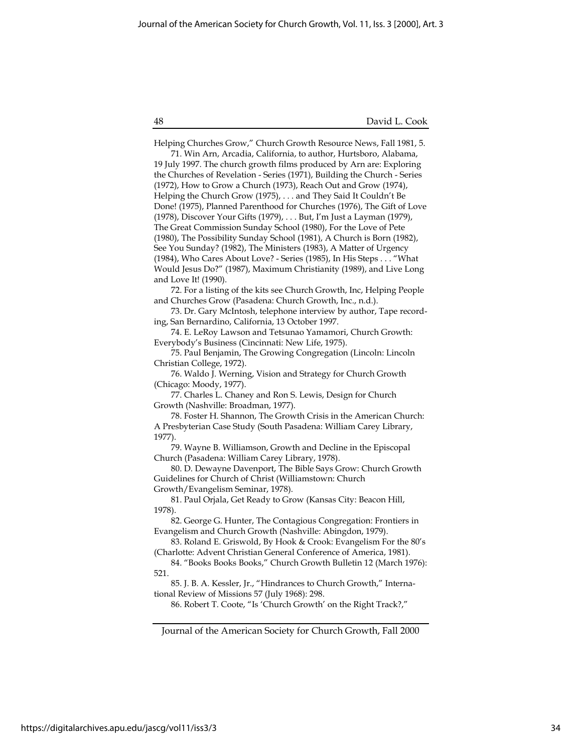Helping Churches Grow," Church Growth Resource News, Fall 1981, 5.

71. Win Arn, Arcadia, California, to author, Hurtsboro, Alabama, 19 July 1997. The church growth films produced by Arn are: Exploring the Churches of Revelation - Series (1971), Building the Church - Series (1972), How to Grow a Church (1973), Reach Out and Grow (1974), Helping the Church Grow (1975), . . . and They Said It Couldn't Be Done! (1975), Planned Parenthood for Churches (1976), The Gift of Love (1978), Discover Your Gifts (1979), . . . But, I'm Just a Layman (1979), The Great Commission Sunday School (1980), For the Love of Pete (1980), The Possibility Sunday School (1981), A Church is Born (1982), See You Sunday? (1982), The Ministers (1983), A Matter of Urgency (1984), Who Cares About Love? - Series (1985), In His Steps . . . "What Would Jesus Do?" (1987), Maximum Christianity (1989), and Live Long and Love It! (1990).

72. For a listing of the kits see Church Growth, Inc, Helping People and Churches Grow (Pasadena: Church Growth, Inc., n.d.).

73. Dr. Gary McIntosh, telephone interview by author, Tape recording, San Bernardino, California, 13 October 1997.

74. E. LeRoy Lawson and Tetsunao Yamamori, Church Growth: Everybody's Business (Cincinnati: New Life, 1975).

75. Paul Benjamin, The Growing Congregation (Lincoln: Lincoln Christian College, 1972).

76. Waldo J. Werning, Vision and Strategy for Church Growth (Chicago: Moody, 1977).

77. Charles L. Chaney and Ron S. Lewis, Design for Church Growth (Nashville: Broadman, 1977).

78. Foster H. Shannon, The Growth Crisis in the American Church: A Presbyterian Case Study (South Pasadena: William Carey Library, 1977).

79. Wayne B. Williamson, Growth and Decline in the Episcopal Church (Pasadena: William Carey Library, 1978).

80. D. Dewayne Davenport, The Bible Says Grow: Church Growth Guidelines for Church of Christ (Williamstown: Church Growth/Evangelism Seminar, 1978).

81. Paul Orjala, Get Ready to Grow (Kansas City: Beacon Hill, 1978).

82. George G. Hunter, The Contagious Congregation: Frontiers in Evangelism and Church Growth (Nashville: Abingdon, 1979).

83. Roland E. Griswold, By Hook & Crook: Evangelism For the 80's (Charlotte: Advent Christian General Conference of America, 1981).

84. "Books Books Books," Church Growth Bulletin 12 (March 1976): 521.

85. J. B. A. Kessler, Jr., "Hindrances to Church Growth," International Review of Missions 57 (July 1968): 298.

86. Robert T. Coote, "Is 'Church Growth' on the Right Track?,"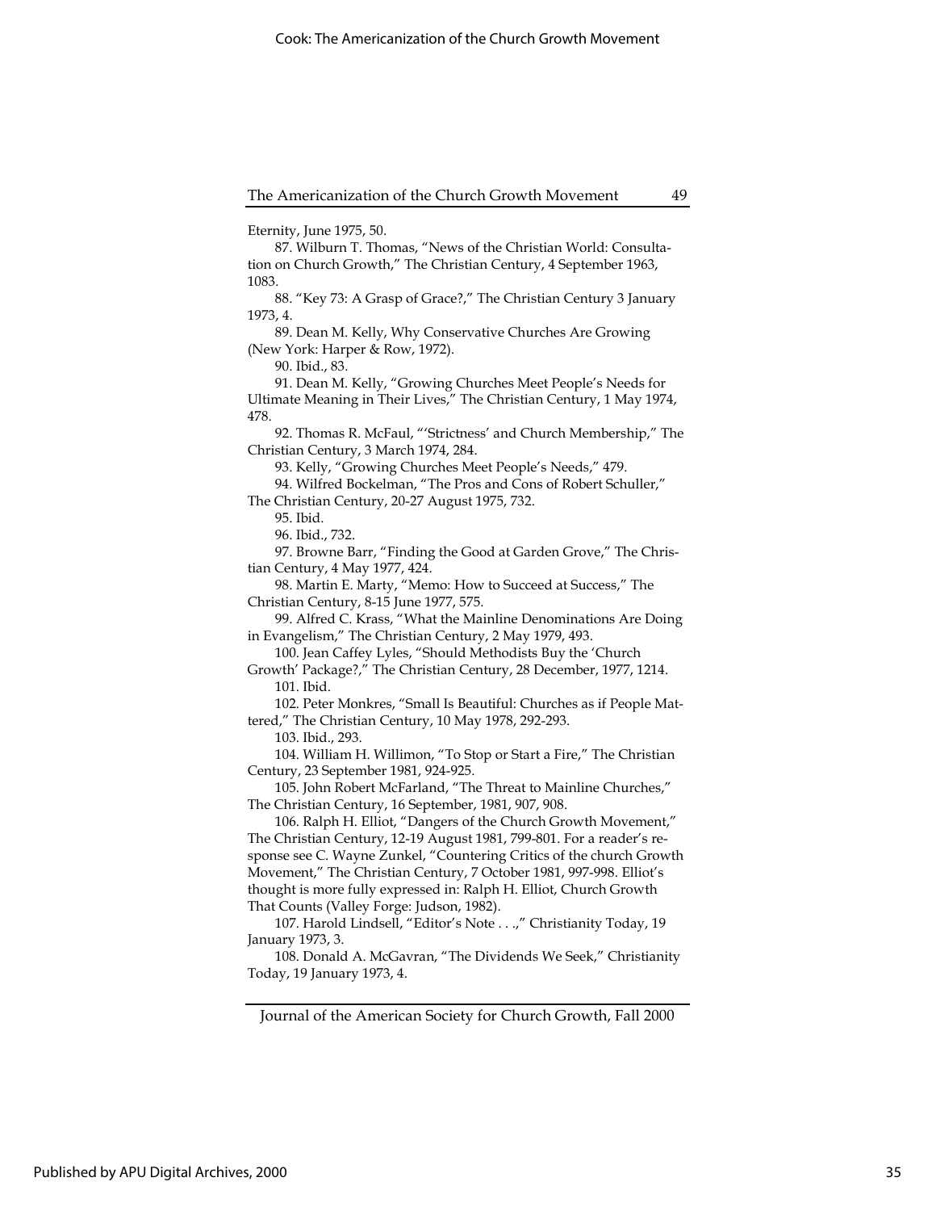Eternity, June 1975, 50.

87. Wilburn T. Thomas, "News of the Christian World: Consultation on Church Growth," The Christian Century, 4 September 1963, 1083.

88. "Key 73: A Grasp of Grace?," The Christian Century 3 January 1973, 4.

89. Dean M. Kelly, Why Conservative Churches Are Growing (New York: Harper & Row, 1972).

90. Ibid., 83.

91. Dean M. Kelly, "Growing Churches Meet People's Needs for Ultimate Meaning in Their Lives," The Christian Century, 1 May 1974, 478.

92. Thomas R. McFaul, "'Strictness' and Church Membership," The Christian Century, 3 March 1974, 284.

93. Kelly, "Growing Churches Meet People's Needs," 479.

94. Wilfred Bockelman, "The Pros and Cons of Robert Schuller," The Christian Century, 20-27 August 1975, 732.

95. Ibid.

96. Ibid., 732.

97. Browne Barr, "Finding the Good at Garden Grove," The Christian Century, 4 May 1977, 424.

98. Martin E. Marty, "Memo: How to Succeed at Success," The Christian Century, 8-15 June 1977, 575.

99. Alfred C. Krass, "What the Mainline Denominations Are Doing in Evangelism," The Christian Century, 2 May 1979, 493.

100. Jean Caffey Lyles, "Should Methodists Buy the 'Church Growth' Package?," The Christian Century, 28 December, 1977, 1214.

101. Ibid.

102. Peter Monkres, "Small Is Beautiful: Churches as if People Mattered," The Christian Century, 10 May 1978, 292-293.

103. Ibid., 293.

104. William H. Willimon, "To Stop or Start a Fire," The Christian Century, 23 September 1981, 924-925.

105. John Robert McFarland, "The Threat to Mainline Churches," The Christian Century, 16 September, 1981, 907, 908.

106. Ralph H. Elliot, "Dangers of the Church Growth Movement," The Christian Century, 12-19 August 1981, 799-801. For a reader's response see C. Wayne Zunkel, "Countering Critics of the church Growth Movement," The Christian Century, 7 October 1981, 997-998. Elliot's thought is more fully expressed in: Ralph H. Elliot, Church Growth That Counts (Valley Forge: Judson, 1982).

107. Harold Lindsell, "Editor's Note . . .," Christianity Today, 19 January 1973, 3.

108. Donald A. McGavran, "The Dividends We Seek," Christianity Today, 19 January 1973, 4.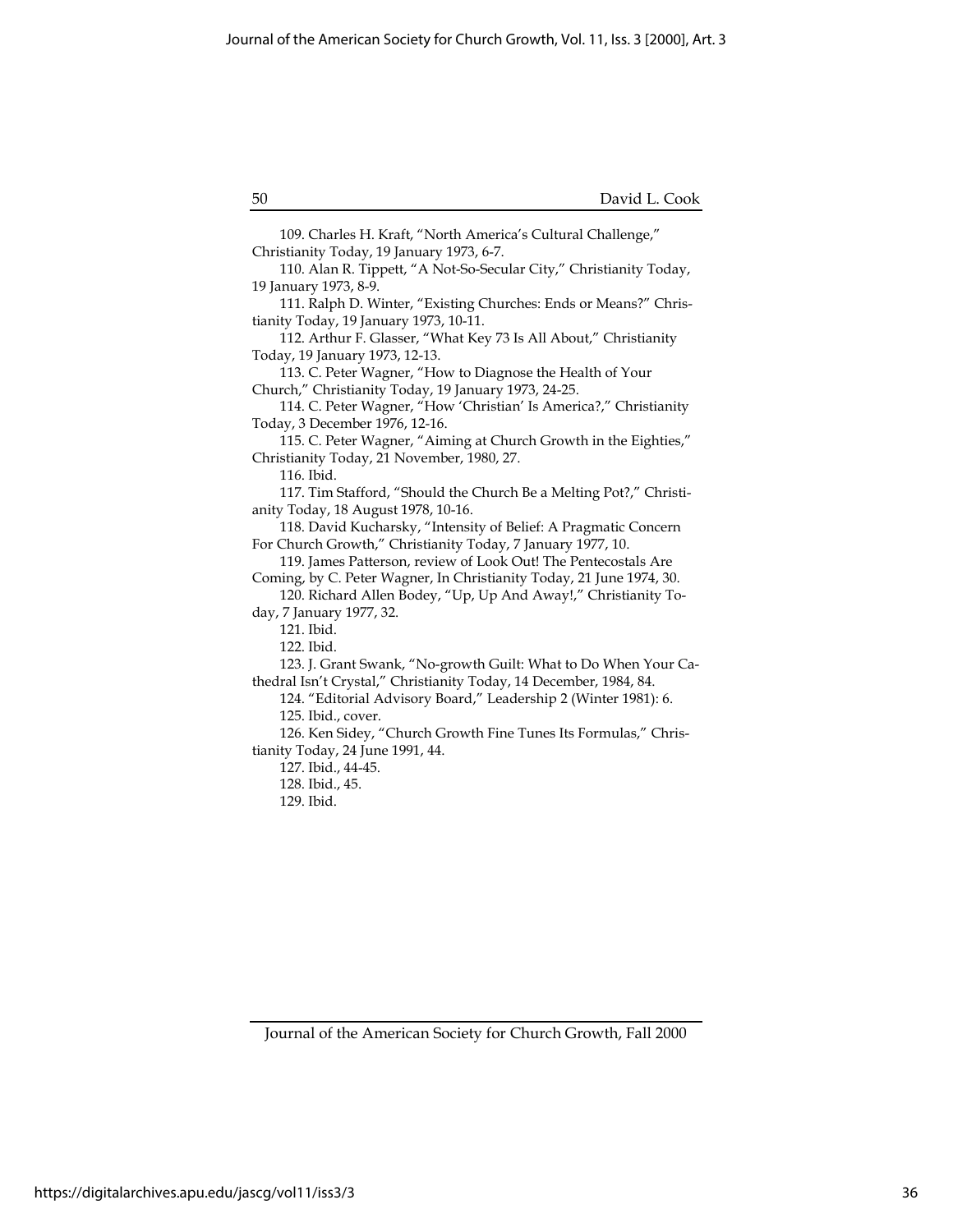109. Charles H. Kraft, "North America's Cultural Challenge," Christianity Today, 19 January 1973, 6-7.

110. Alan R. Tippett, "A Not-So-Secular City," Christianity Today, 19 January 1973, 8-9.

111. Ralph D. Winter, "Existing Churches: Ends or Means?" Christianity Today, 19 January 1973, 10-11.

112. Arthur F. Glasser, "What Key 73 Is All About," Christianity Today, 19 January 1973, 12-13.

113. C. Peter Wagner, "How to Diagnose the Health of Your Church," Christianity Today, 19 January 1973, 24-25.

114. C. Peter Wagner, "How 'Christian' Is America?," Christianity Today, 3 December 1976, 12-16.

115. C. Peter Wagner, "Aiming at Church Growth in the Eighties," Christianity Today, 21 November, 1980, 27.

116. Ibid.

117. Tim Stafford, "Should the Church Be a Melting Pot?," Christianity Today, 18 August 1978, 10-16.

118. David Kucharsky, "Intensity of Belief: A Pragmatic Concern For Church Growth," Christianity Today, 7 January 1977, 10.

119. James Patterson, review of Look Out! The Pentecostals Are Coming, by C. Peter Wagner, In Christianity Today, 21 June 1974, 30.

120. Richard Allen Bodey, "Up, Up And Away!," Christianity Today, 7 January 1977, 32.

121. Ibid.

122. Ibid.

123. J. Grant Swank, "No-growth Guilt: What to Do When Your Cathedral Isn't Crystal," Christianity Today, 14 December, 1984, 84.

124. "Editorial Advisory Board," Leadership 2 (Winter 1981): 6.

125. Ibid., cover.

126. Ken Sidey, "Church Growth Fine Tunes Its Formulas," Christianity Today, 24 June 1991, 44.

127. Ibid., 44-45.

128. Ibid., 45.

129. Ibid.